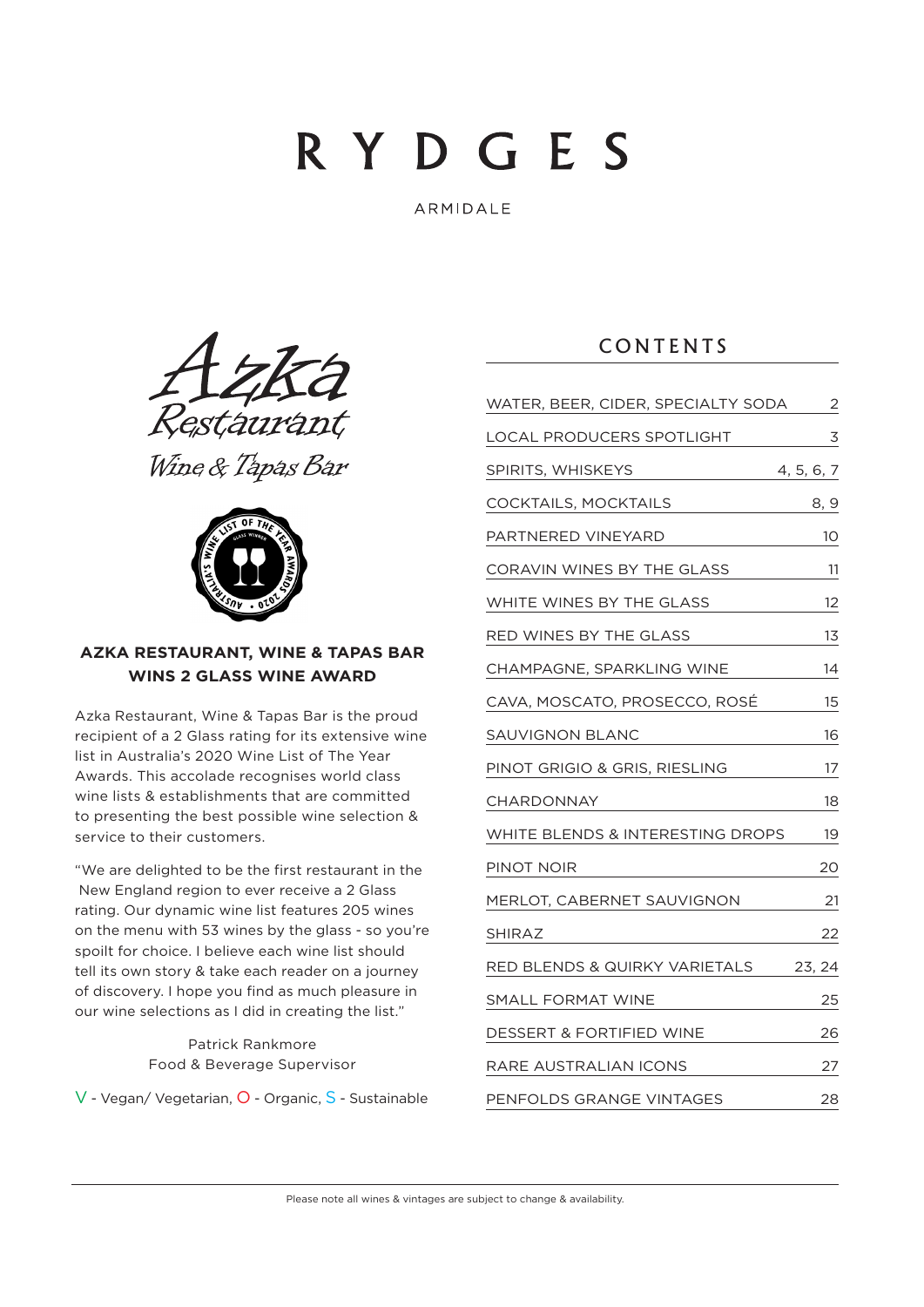# RYDGES

ARMIDALE

*Azka Restaurant*

*Wine & Tapas Bar*

**AZKA RESTAURANT, WINE & TAPAS BAR WINS 2 GLASS WINE AWARD**

Azka Restaurant, Wine & Tapas Bar is the proud recipient of a 2 Glass rating for its extensive wine list in Australia's 2020 Wine List of The Year Awards. This accolade recognises world class wine lists & establishments that are committed to presenting the best possible wine selection & service to their customers.

"We are delighted to be the first restaurant in the New England region to ever receive a 2 Glass rating. Our dynamic wine list features 205 wines on the menu with 53 wines by the glass - so you're spoilt for choice. I believe each wine list should tell its own story & take each reader on a journey of discovery. I hope you find as much pleasure in our wine selections as I did in creating the list."

Patrick Rankmore
Food & Beverage Supervisor

V - Vegan/ Vegetarian, O - Organic, S - Sustainable

## CONTENTS

| Section | Page |
|---|---|
| WATER, BEER, CIDER, SPECIALTY SODA | 2 |
| LOCAL PRODUCERS SPOTLIGHT | 3 |
| SPIRITS, WHISKEYS | 4, 5, 6, 7 |
| COCKTAILS, MOCKTAILS | 8, 9 |
| PARTNERED VINEYARD | 10 |
| CORAVIN WINES BY THE GLASS | 11 |
| WHITE WINES BY THE GLASS | 12 |
| RED WINES BY THE GLASS | 13 |
| CHAMPAGNE, SPARKLING WINE | 14 |
| CAVA, MOSCATO, PROSECCO, ROSÉ | 15 |
| SAUVIGNON BLANC | 16 |
| PINOT GRIGIO & GRIS, RIESLING | 17 |
| CHARDONNAY | 18 |
| WHITE BLENDS & INTERESTING DROPS | 19 |
| PINOT NOIR | 20 |
| MERLOT, CABERNET SAUVIGNON | 21 |
| SHIRAZ | 22 |
| RED BLENDS & QUIRKY VARIETALS | 23, 24 |
| SMALL FORMAT WINE | 25 |
| DESSERT & FORTIFIED WINE | 26 |
| RARE AUSTRALIAN ICONS | 27 |
| PENFOLDS GRANGE VINTAGES | 28 |

Please note all wines & vintages are subject to change & availability.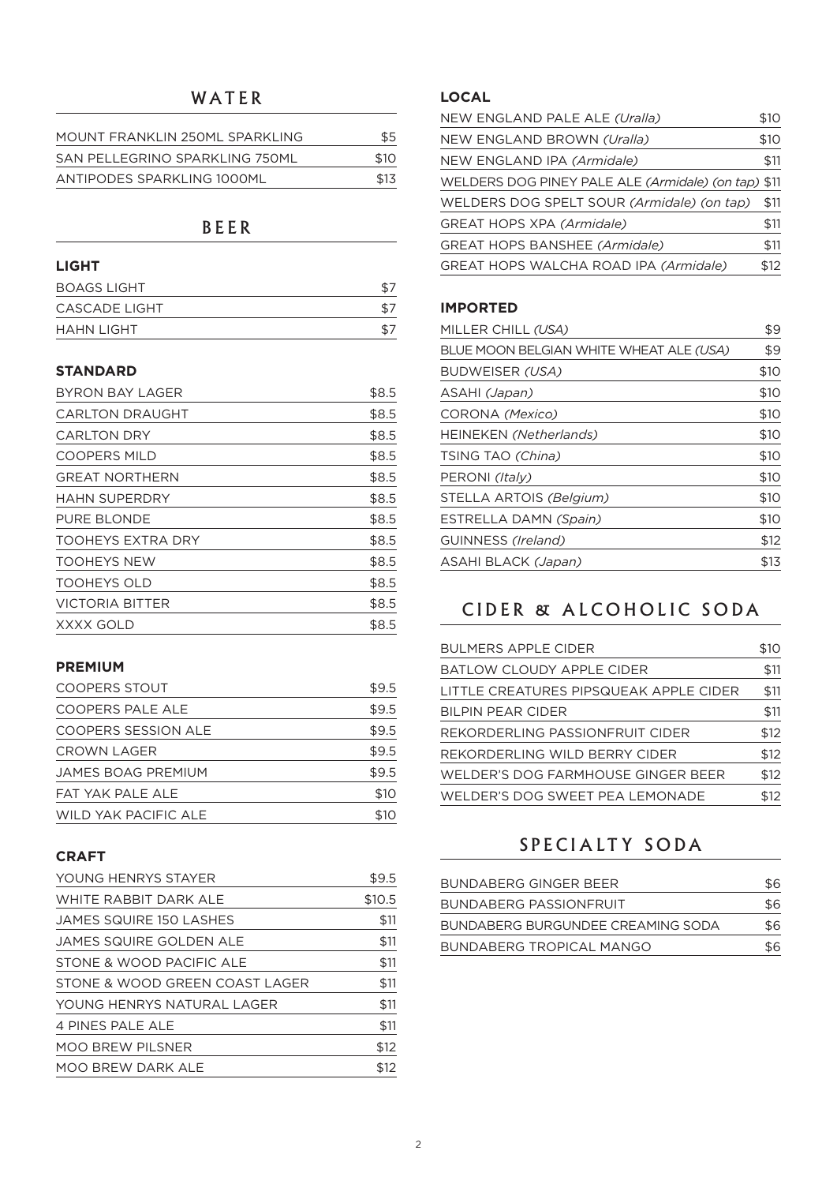## WATER

| | |
|---|---|
| MOUNT FRANKLIN 250ML SPARKLING | $5 |
| SAN PELLEGRINO SPARKLING 750ML | $10 |
| ANTIPODES SPARKLING 1000ML | $13 |

## BEER

### LIGHT

| | |
|---|---|
| BOAGS LIGHT | $7 |
| CASCADE LIGHT | $7 |
| HAHN LIGHT | $7 |

### STANDARD

| | |
|---|---|
| BYRON BAY LAGER | $8.5 |
| CARLTON DRAUGHT | $8.5 |
| CARLTON DRY | $8.5 |
| COOPERS MILD | $8.5 |
| GREAT NORTHERN | $8.5 |
| HAHN SUPERDRY | $8.5 |
| PURE BLONDE | $8.5 |
| TOOHEYS EXTRA DRY | $8.5 |
| TOOHEYS NEW | $8.5 |
| TOOHEYS OLD | $8.5 |
| VICTORIA BITTER | $8.5 |
| XXXX GOLD | $8.5 |

### PREMIUM

| | |
|---|---|
| COOPERS STOUT | $9.5 |
| COOPERS PALE ALE | $9.5 |
| COOPERS SESSION ALE | $9.5 |
| CROWN LAGER | $9.5 |
| JAMES BOAG PREMIUM | $9.5 |
| FAT YAK PALE ALE | $10 |
| WILD YAK PACIFIC ALE | $10 |

### CRAFT

| | |
|---|---|
| YOUNG HENRYS STAYER | $9.5 |
| WHITE RABBIT DARK ALE | $10.5 |
| JAMES SQUIRE 150 LASHES | $11 |
| JAMES SQUIRE GOLDEN ALE | $11 |
| STONE & WOOD PACIFIC ALE | $11 |
| STONE & WOOD GREEN COAST LAGER | $11 |
| YOUNG HENRYS NATURAL LAGER | $11 |
| 4 PINES PALE ALE | $11 |
| MOO BREW PILSNER | $12 |
| MOO BREW DARK ALE | $12 |

### LOCAL

| | |
|---|---|
| NEW ENGLAND PALE ALE *(Uralla)* | $10 |
| NEW ENGLAND BROWN *(Uralla)* | $10 |
| NEW ENGLAND IPA *(Armidale)* | $11 |
| WELDERS DOG PINEY PALE ALE *(Armidale) (on tap)* | $11 |
| WELDERS DOG SPELT SOUR *(Armidale) (on tap)* | $11 |
| GREAT HOPS XPA *(Armidale)* | $11 |
| GREAT HOPS BANSHEE *(Armidale)* | $11 |
| GREAT HOPS WALCHA ROAD IPA *(Armidale)* | $12 |

### IMPORTED

| | |
|---|---|
| MILLER CHILL *(USA)* | $9 |
| BLUE MOON BELGIAN WHITE WHEAT ALE *(USA)* | $9 |
| BUDWEISER *(USA)* | $10 |
| ASAHI *(Japan)* | $10 |
| CORONA *(Mexico)* | $10 |
| HEINEKEN *(Netherlands)* | $10 |
| TSING TAO *(China)* | $10 |
| PERONI *(Italy)* | $10 |
| STELLA ARTOIS *(Belgium)* | $10 |
| ESTRELLA DAMN *(Spain)* | $10 |
| GUINNESS *(Ireland)* | $12 |
| ASAHI BLACK *(Japan)* | $13 |

## CIDER & ALCOHOLIC SODA

| | |
|---|---|
| BULMERS APPLE CIDER | $10 |
| BATLOW CLOUDY APPLE CIDER | $11 |
| LITTLE CREATURES PIPSQUEAK APPLE CIDER | $11 |
| BILPIN PEAR CIDER | $11 |
| REKORDERLING PASSIONFRUIT CIDER | $12 |
| REKORDERLING WILD BERRY CIDER | $12 |
| WELDER'S DOG FARMHOUSE GINGER BEER | $12 |
| WELDER'S DOG SWEET PEA LEMONADE | $12 |

## SPECIALTY SODA

| | |
|---|---|
| BUNDABERG GINGER BEER | $6 |
| BUNDABERG PASSIONFRUIT | $6 |
| BUNDABERG BURGUNDEE CREAMING SODA | $6 |
| BUNDABERG TROPICAL MANGO | $6 |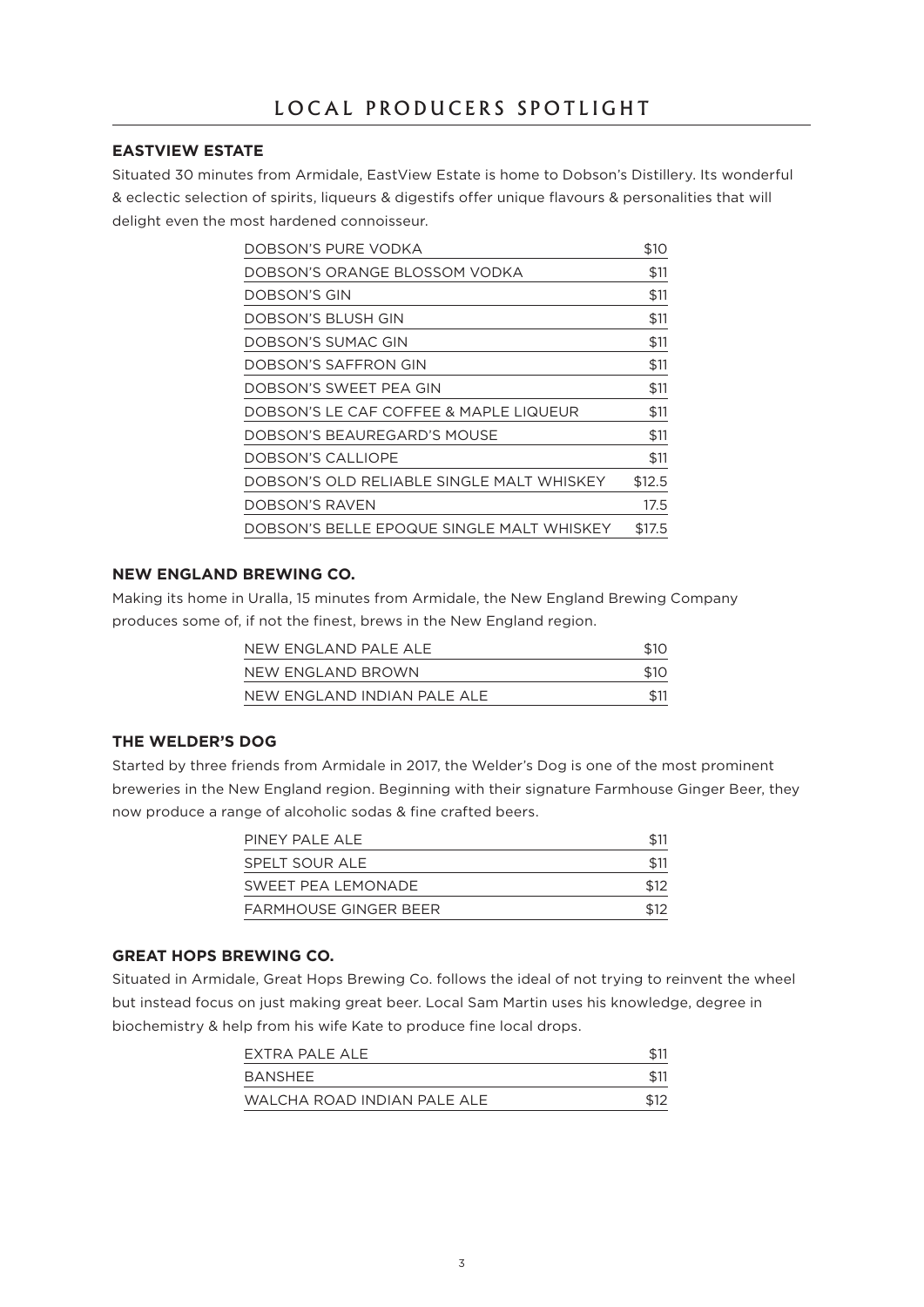# LOCAL PRODUCERS SPOTLIGHT

## EASTVIEW ESTATE

Situated 30 minutes from Armidale, EastView Estate is home to Dobson's Distillery. Its wonderful & eclectic selection of spirits, liqueurs & digestifs offer unique flavours & personalities that will delight even the most hardened connoisseur.

| | |
|---|---|
| DOBSON'S PURE VODKA | $10 |
| DOBSON'S ORANGE BLOSSOM VODKA | $11 |
| DOBSON'S GIN | $11 |
| DOBSON'S BLUSH GIN | $11 |
| DOBSON'S SUMAC GIN | $11 |
| DOBSON'S SAFFRON GIN | $11 |
| DOBSON'S SWEET PEA GIN | $11 |
| DOBSON'S LE CAF COFFEE & MAPLE LIQUEUR | $11 |
| DOBSON'S BEAUREGARD'S MOUSE | $11 |
| DOBSON'S CALLIOPE | $11 |
| DOBSON'S OLD RELIABLE SINGLE MALT WHISKEY | $12.5 |
| DOBSON'S RAVEN | 17.5 |
| DOBSON'S BELLE EPOQUE SINGLE MALT WHISKEY | $17.5 |

## NEW ENGLAND BREWING CO.

Making its home in Uralla, 15 minutes from Armidale, the New England Brewing Company produces some of, if not the finest, brews in the New England region.

| | |
|---|---|
| NEW ENGLAND PALE ALE | $10 |
| NEW ENGLAND BROWN | $10 |
| NEW ENGLAND INDIAN PALE ALE | $11 |

## THE WELDER'S DOG

Started by three friends from Armidale in 2017, the Welder's Dog is one of the most prominent breweries in the New England region. Beginning with their signature Farmhouse Ginger Beer, they now produce a range of alcoholic sodas & fine crafted beers.

| | |
|---|---|
| PINEY PALE ALE | $11 |
| SPELT SOUR ALE | $11 |
| SWEET PEA LEMONADE | $12 |
| FARMHOUSE GINGER BEER | $12 |

## GREAT HOPS BREWING CO.

Situated in Armidale, Great Hops Brewing Co. follows the ideal of not trying to reinvent the wheel but instead focus on just making great beer. Local Sam Martin uses his knowledge, degree in biochemistry & help from his wife Kate to produce fine local drops.

| | |
|---|---|
| EXTRA PALE ALE | $11 |
| BANSHEE | $11 |
| WALCHA ROAD INDIAN PALE ALE | $12 |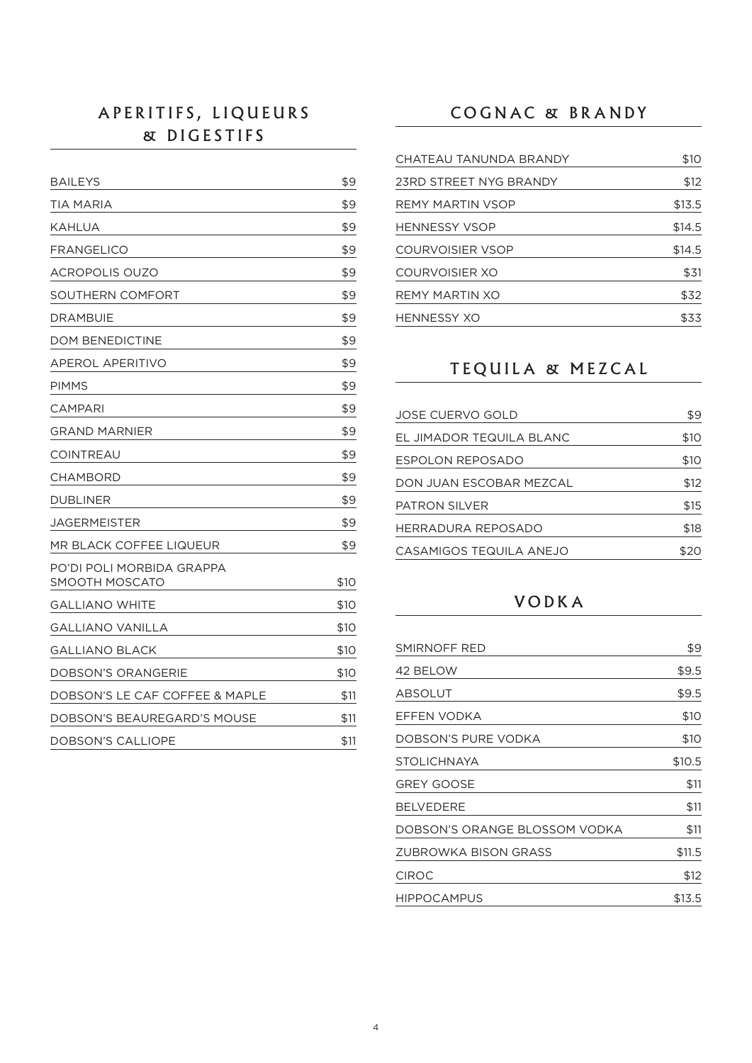## APERITIFS, LIQUEURS & DIGESTIFS

| | |
|---|---|
| BAILEYS | $9 |
| TIA MARIA | $9 |
| KAHLUA | $9 |
| FRANGELICO | $9 |
| ACROPOLIS OUZO | $9 |
| SOUTHERN COMFORT | $9 |
| DRAMBUIE | $9 |
| DOM BENEDICTINE | $9 |
| APEROL APERITIVO | $9 |
| PIMMS | $9 |
| CAMPARI | $9 |
| GRAND MARNIER | $9 |
| COINTREAU | $9 |
| CHAMBORD | $9 |
| DUBLINER | $9 |
| JAGERMEISTER | $9 |
| MR BLACK COFFEE LIQUEUR | $9 |
| PO'DI POLI MORBIDA GRAPPA SMOOTH MOSCATO | $10 |
| GALLIANO WHITE | $10 |
| GALLIANO VANILLA | $10 |
| GALLIANO BLACK | $10 |
| DOBSON'S ORANGERIE | $10 |
| DOBSON'S LE CAF COFFEE & MAPLE | $11 |
| DOBSON'S BEAUREGARD'S MOUSE | $11 |
| DOBSON'S CALLIOPE | $11 |

## COGNAC & BRANDY

| | |
|---|---|
| CHATEAU TANUNDA BRANDY | $10 |
| 23RD STREET NYG BRANDY | $12 |
| REMY MARTIN VSOP | $13.5 |
| HENNESSY VSOP | $14.5 |
| COURVOISIER VSOP | $14.5 |
| COURVOISIER XO | $31 |
| REMY MARTIN XO | $32 |
| HENNESSY XO | $33 |

## TEQUILA & MEZCAL

| | |
|---|---|
| JOSE CUERVO GOLD | $9 |
| EL JIMADOR TEQUILA BLANC | $10 |
| ESPOLON REPOSADO | $10 |
| DON JUAN ESCOBAR MEZCAL | $12 |
| PATRON SILVER | $15 |
| HERRADURA REPOSADO | $18 |
| CASAMIGOS TEQUILA ANEJO | $20 |

## VODKA

| | |
|---|---|
| SMIRNOFF RED | $9 |
| 42 BELOW | $9.5 |
| ABSOLUT | $9.5 |
| EFFEN VODKA | $10 |
| DOBSON'S PURE VODKA | $10 |
| STOLICHNAYA | $10.5 |
| GREY GOOSE | $11 |
| BELVEDERE | $11 |
| DOBSON'S ORANGE BLOSSOM VODKA | $11 |
| ZUBROWKA BISON GRASS | $11.5 |
| CIROC | $12 |
| HIPPOCAMPUS | $13.5 |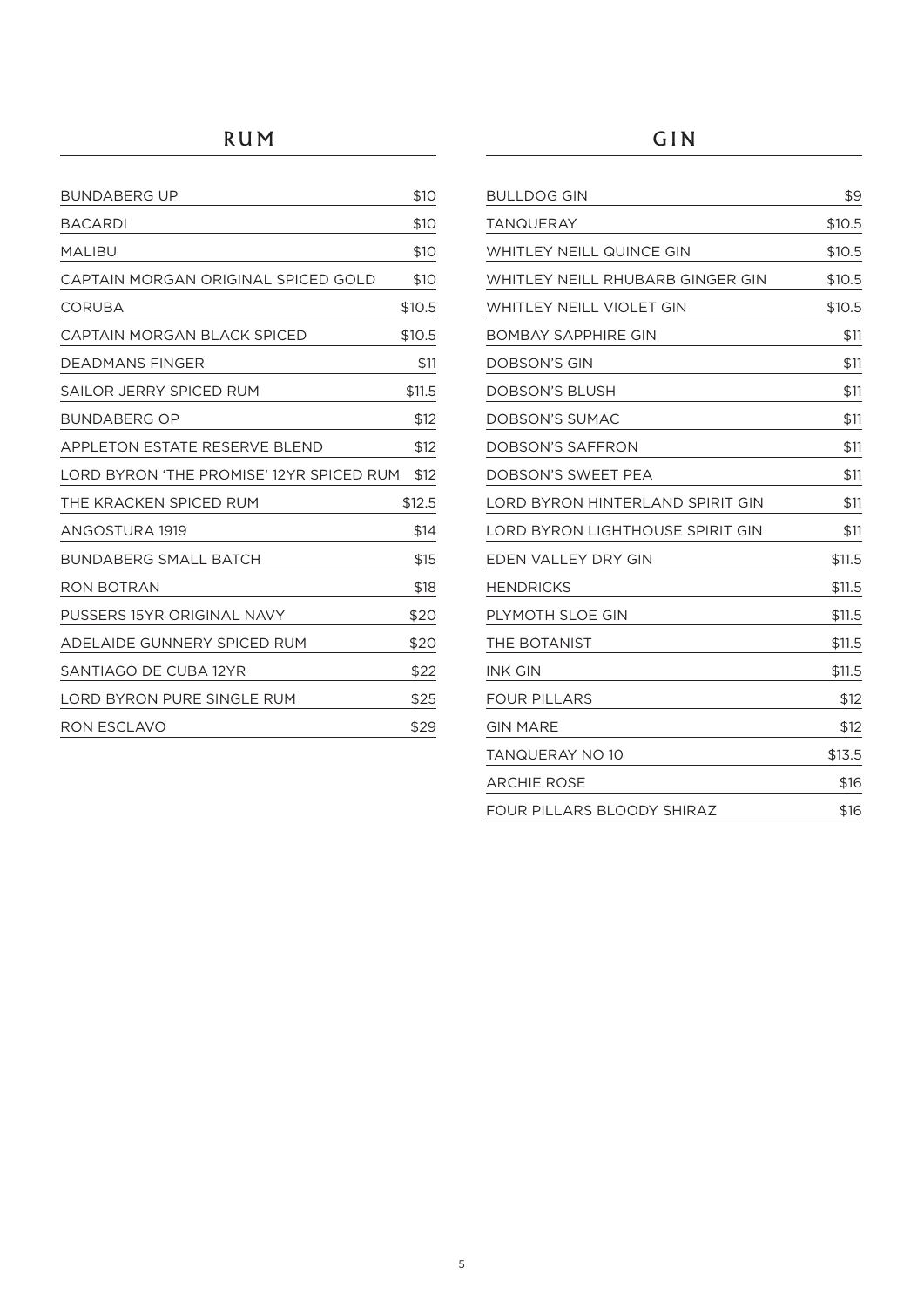## RUM

| | |
|---|---|
| BUNDABERG UP | $10 |
| BACARDI | $10 |
| MALIBU | $10 |
| CAPTAIN MORGAN ORIGINAL SPICED GOLD | $10 |
| CORUBA | $10.5 |
| CAPTAIN MORGAN BLACK SPICED | $10.5 |
| DEADMANS FINGER | $11 |
| SAILOR JERRY SPICED RUM | $11.5 |
| BUNDABERG OP | $12 |
| APPLETON ESTATE RESERVE BLEND | $12 |
| LORD BYRON 'THE PROMISE' 12YR SPICED RUM | $12 |
| THE KRACKEN SPICED RUM | $12.5 |
| ANGOSTURA 1919 | $14 |
| BUNDABERG SMALL BATCH | $15 |
| RON BOTRAN | $18 |
| PUSSERS 15YR ORIGINAL NAVY | $20 |
| ADELAIDE GUNNERY SPICED RUM | $20 |
| SANTIAGO DE CUBA 12YR | $22 |
| LORD BYRON PURE SINGLE RUM | $25 |
| RON ESCLAVO | $29 |

## GIN

| | |
|---|---|
| BULLDOG GIN | $9 |
| TANQUERAY | $10.5 |
| WHITLEY NEILL QUINCE GIN | $10.5 |
| WHITLEY NEILL RHUBARB GINGER GIN | $10.5 |
| WHITLEY NEILL VIOLET GIN | $10.5 |
| BOMBAY SAPPHIRE GIN | $11 |
| DOBSON'S GIN | $11 |
| DOBSON'S BLUSH | $11 |
| DOBSON'S SUMAC | $11 |
| DOBSON'S SAFFRON | $11 |
| DOBSON'S SWEET PEA | $11 |
| LORD BYRON HINTERLAND SPIRIT GIN | $11 |
| LORD BYRON LIGHTHOUSE SPIRIT GIN | $11 |
| EDEN VALLEY DRY GIN | $11.5 |
| HENDRICKS | $11.5 |
| PLYMOTH SLOE GIN | $11.5 |
| THE BOTANIST | $11.5 |
| INK GIN | $11.5 |
| FOUR PILLARS | $12 |
| GIN MARE | $12 |
| TANQUERAY NO 10 | $13.5 |
| ARCHIE ROSE | $16 |
| FOUR PILLARS BLOODY SHIRAZ | $16 |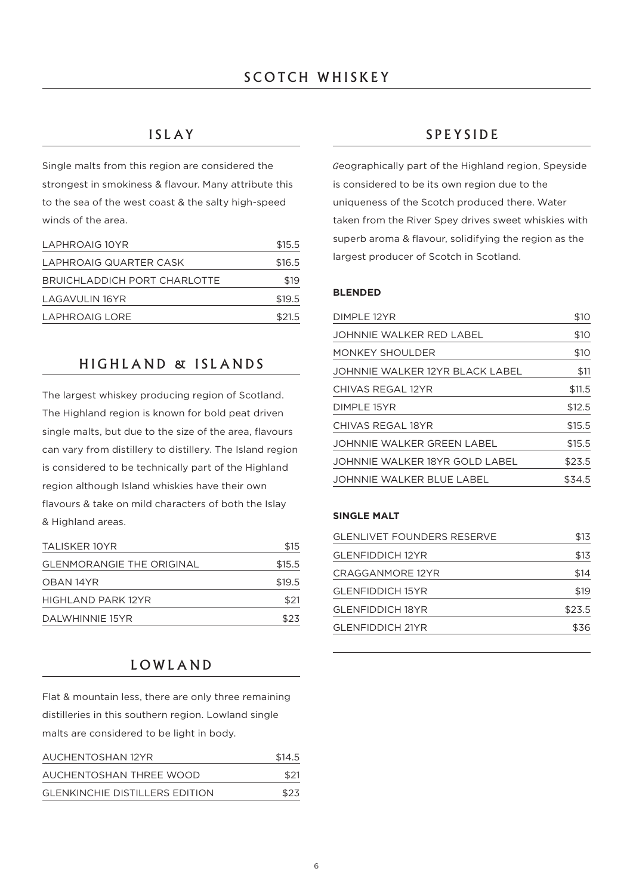# SCOTCH WHISKEY

## ISLAY

Single malts from this region are considered the strongest in smokiness & flavour. Many attribute this to the sea of the west coast & the salty high-speed winds of the area.

| | |
|---|---|
| LAPHROAIG 10YR | $15.5 |
| LAPHROAIG QUARTER CASK | $16.5 |
| BRUICHLADDICH PORT CHARLOTTE | $19 |
| LAGAVULIN 16YR | $19.5 |
| LAPHROAIG LORE | $21.5 |

## HIGHLAND & ISLANDS

The largest whiskey producing region of Scotland. The Highland region is known for bold peat driven single malts, but due to the size of the area, flavours can vary from distillery to distillery. The Island region is considered to be technically part of the Highland region although Island whiskies have their own flavours & take on mild characters of both the Islay & Highland areas.

| | |
|---|---|
| TALISKER 10YR | $15 |
| GLENMORANGIE THE ORIGINAL | $15.5 |
| OBAN 14YR | $19.5 |
| HIGHLAND PARK 12YR | $21 |
| DALWHINNIE 15YR | $23 |

## LOWLAND

Flat & mountain less, there are only three remaining distilleries in this southern region. Lowland single malts are considered to be light in body.

| | |
|---|---|
| AUCHENTOSHAN 12YR | $14.5 |
| AUCHENTOSHAN THREE WOOD | $21 |
| GLENKINCHIE DISTILLERS EDITION | $23 |

## SPEYSIDE

Geographically part of the Highland region, Speyside is considered to be its own region due to the uniqueness of the Scotch produced there. Water taken from the River Spey drives sweet whiskies with superb aroma & flavour, solidifying the region as the largest producer of Scotch in Scotland.

### BLENDED

| | |
|---|---|
| DIMPLE 12YR | $10 |
| JOHNNIE WALKER RED LABEL | $10 |
| MONKEY SHOULDER | $10 |
| JOHNNIE WALKER 12YR BLACK LABEL | $11 |
| CHIVAS REGAL 12YR | $11.5 |
| DIMPLE 15YR | $12.5 |
| CHIVAS REGAL 18YR | $15.5 |
| JOHNNIE WALKER GREEN LABEL | $15.5 |
| JOHNNIE WALKER 18YR GOLD LABEL | $23.5 |
| JOHNNIE WALKER BLUE LABEL | $34.5 |

### SINGLE MALT

| | |
|---|---|
| GLENLIVET FOUNDERS RESERVE | $13 |
| GLENFIDDICH 12YR | $13 |
| CRAGGANMORE 12YR | $14 |
| GLENFIDDICH 15YR | $19 |
| GLENFIDDICH 18YR | $23.5 |
| GLENFIDDICH 21YR | $36 |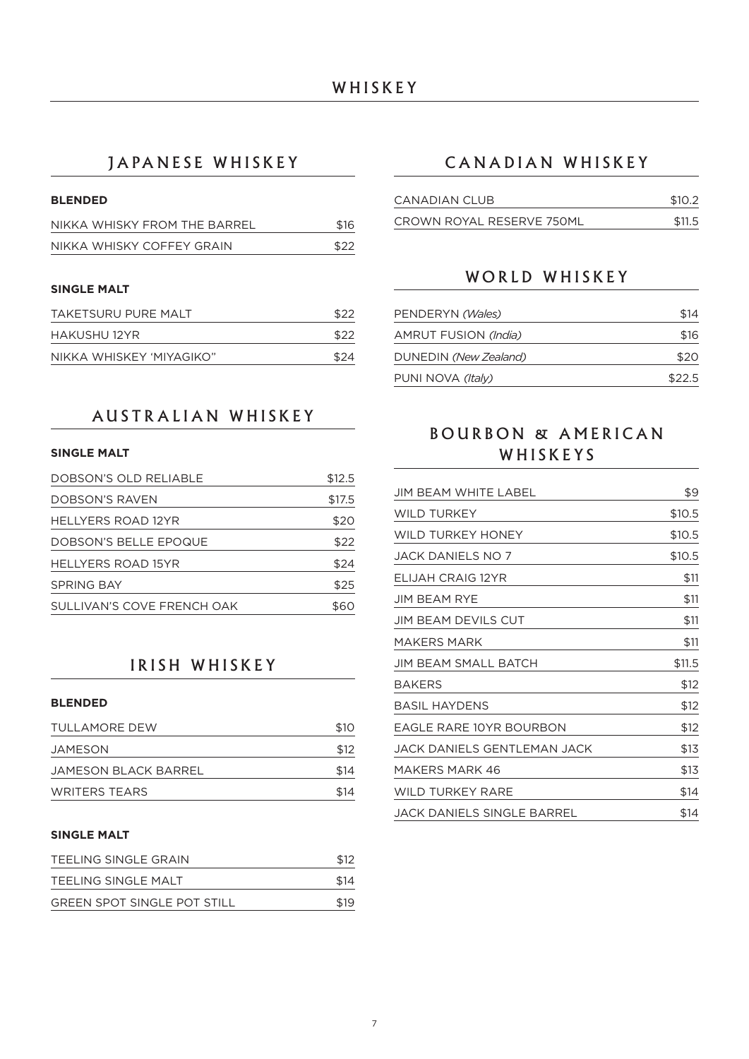# WHISKEY

## JAPANESE WHISKEY

**BLENDED**

| | |
|---|---|
| NIKKA WHISKY FROM THE BARREL | $16 |
| NIKKA WHISKY COFFEY GRAIN | $22 |

**SINGLE MALT**

| | |
|---|---|
| TAKETSURU PURE MALT | $22 |
| HAKUSHU 12YR | $22 |
| NIKKA WHISKEY 'MIYAGIKO" | $24 |

## AUSTRALIAN WHISKEY

**SINGLE MALT**

| | |
|---|---|
| DOBSON'S OLD RELIABLE | $12.5 |
| DOBSON'S RAVEN | $17.5 |
| HELLYERS ROAD 12YR | $20 |
| DOBSON'S BELLE EPOQUE | $22 |
| HELLYERS ROAD 15YR | $24 |
| SPRING BAY | $25 |
| SULLIVAN'S COVE FRENCH OAK | $60 |

## IRISH WHISKEY

**BLENDED**

| | |
|---|---|
| TULLAMORE DEW | $10 |
| JAMESON | $12 |
| JAMESON BLACK BARREL | $14 |
| WRITERS TEARS | $14 |

**SINGLE MALT**

| | |
|---|---|
| TEELING SINGLE GRAIN | $12 |
| TEELING SINGLE MALT | $14 |
| GREEN SPOT SINGLE POT STILL | $19 |

## CANADIAN WHISKEY

| | |
|---|---|
| CANADIAN CLUB | $10.2 |
| CROWN ROYAL RESERVE 750ML | $11.5 |

## WORLD WHISKEY

| | |
|---|---|
| PENDERYN *(Wales)* | $14 |
| AMRUT FUSION *(India)* | $16 |
| DUNEDIN *(New Zealand)* | $20 |
| PUNI NOVA *(Italy)* | $22.5 |

## BOURBON & AMERICAN WHISKEYS

| | |
|---|---|
| JIM BEAM WHITE LABEL | $9 |
| WILD TURKEY | $10.5 |
| WILD TURKEY HONEY | $10.5 |
| JACK DANIELS NO 7 | $10.5 |
| ELIJAH CRAIG 12YR | $11 |
| JIM BEAM RYE | $11 |
| JIM BEAM DEVILS CUT | $11 |
| MAKERS MARK | $11 |
| JIM BEAM SMALL BATCH | $11.5 |
| BAKERS | $12 |
| BASIL HAYDENS | $12 |
| EAGLE RARE 10YR BOURBON | $12 |
| JACK DANIELS GENTLEMAN JACK | $13 |
| MAKERS MARK 46 | $13 |
| WILD TURKEY RARE | $14 |
| JACK DANIELS SINGLE BARREL | $14 |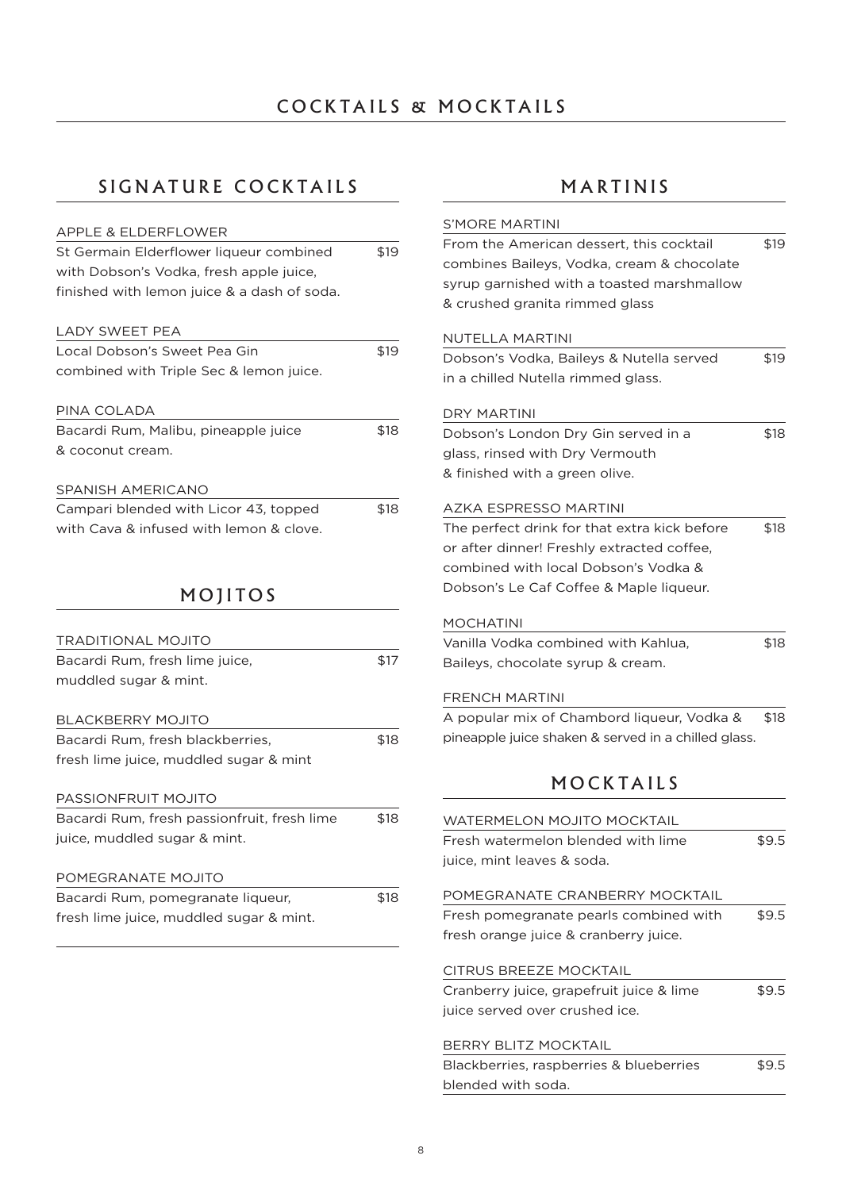# COCKTAILS & MOCKTAILS

## SIGNATURE COCKTAILS

### APPLE & ELDERFLOWER

St Germain Elderflower liqueur combined with Dobson's Vodka, fresh apple juice, finished with lemon juice & a dash of soda. $19

### LADY SWEET PEA

Local Dobson's Sweet Pea Gin combined with Triple Sec & lemon juice. $19

### PINA COLADA

Bacardi Rum, Malibu, pineapple juice & coconut cream. $18

### SPANISH AMERICANO

Campari blended with Licor 43, topped with Cava & infused with lemon & clove. $18

## MOJITOS

### TRADITIONAL MOJITO

Bacardi Rum, fresh lime juice, muddled sugar & mint. $17

### BLACKBERRY MOJITO

Bacardi Rum, fresh blackberries, fresh lime juice, muddled sugar & mint $18

### PASSIONFRUIT MOJITO

Bacardi Rum, fresh passionfruit, fresh lime juice, muddled sugar & mint. $18

### POMEGRANATE MOJITO

Bacardi Rum, pomegranate liqueur, fresh lime juice, muddled sugar & mint. $18

## MARTINIS

### S'MORE MARTINI

From the American dessert, this cocktail combines Baileys, Vodka, cream & chocolate syrup garnished with a toasted marshmallow & crushed granita rimmed glass $19

### NUTELLA MARTINI

Dobson's Vodka, Baileys & Nutella served in a chilled Nutella rimmed glass. $19

### DRY MARTINI

Dobson's London Dry Gin served in a glass, rinsed with Dry Vermouth & finished with a green olive. $18

### AZKA ESPRESSO MARTINI

The perfect drink for that extra kick before or after dinner! Freshly extracted coffee, combined with local Dobson's Vodka & Dobson's Le Caf Coffee & Maple liqueur. $18

### MOCHATINI

Vanilla Vodka combined with Kahlua, Baileys, chocolate syrup & cream. $18

### FRENCH MARTINI

A popular mix of Chambord liqueur, Vodka & pineapple juice shaken & served in a chilled glass. $18

## MOCKTAILS

### WATERMELON MOJITO MOCKTAIL

Fresh watermelon blended with lime juice, mint leaves & soda. $9.5

### POMEGRANATE CRANBERRY MOCKTAIL

Fresh pomegranate pearls combined with fresh orange juice & cranberry juice. $9.5

### CITRUS BREEZE MOCKTAIL

Cranberry juice, grapefruit juice & lime juice served over crushed ice. $9.5

### BERRY BLITZ MOCKTAIL

Blackberries, raspberries & blueberries blended with soda. $9.5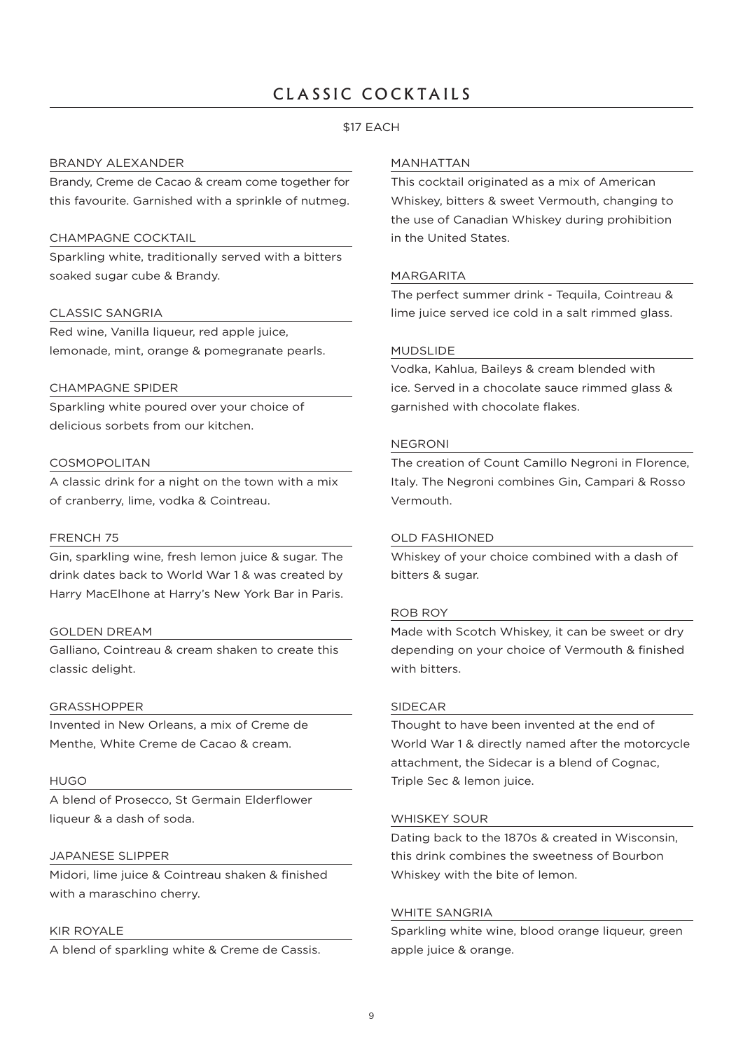# CLASSIC COCKTAILS

$17 EACH

### BRANDY ALEXANDER

Brandy, Creme de Cacao & cream come together for this favourite. Garnished with a sprinkle of nutmeg.

### CHAMPAGNE COCKTAIL

Sparkling white, traditionally served with a bitters soaked sugar cube & Brandy.

### CLASSIC SANGRIA

Red wine, Vanilla liqueur, red apple juice, lemonade, mint, orange & pomegranate pearls.

### CHAMPAGNE SPIDER

Sparkling white poured over your choice of delicious sorbets from our kitchen.

### COSMOPOLITAN

A classic drink for a night on the town with a mix of cranberry, lime, vodka & Cointreau.

### FRENCH 75

Gin, sparkling wine, fresh lemon juice & sugar. The drink dates back to World War 1 & was created by Harry MacElhone at Harry's New York Bar in Paris.

### GOLDEN DREAM

Galliano, Cointreau & cream shaken to create this classic delight.

### GRASSHOPPER

Invented in New Orleans, a mix of Creme de Menthe, White Creme de Cacao & cream.

### HUGO

A blend of Prosecco, St Germain Elderflower liqueur & a dash of soda.

### JAPANESE SLIPPER

Midori, lime juice & Cointreau shaken & finished with a maraschino cherry.

### KIR ROYALE

A blend of sparkling white & Creme de Cassis.

### MANHATTAN

This cocktail originated as a mix of American Whiskey, bitters & sweet Vermouth, changing to the use of Canadian Whiskey during prohibition in the United States.

### MARGARITA

The perfect summer drink - Tequila, Cointreau & lime juice served ice cold in a salt rimmed glass.

### MUDSLIDE

Vodka, Kahlua, Baileys & cream blended with ice. Served in a chocolate sauce rimmed glass & garnished with chocolate flakes.

### NEGRONI

The creation of Count Camillo Negroni in Florence, Italy. The Negroni combines Gin, Campari & Rosso Vermouth.

### OLD FASHIONED

Whiskey of your choice combined with a dash of bitters & sugar.

### ROB ROY

Made with Scotch Whiskey, it can be sweet or dry depending on your choice of Vermouth & finished with bitters.

### SIDECAR

Thought to have been invented at the end of World War 1 & directly named after the motorcycle attachment, the Sidecar is a blend of Cognac, Triple Sec & lemon juice.

### WHISKEY SOUR

Dating back to the 1870s & created in Wisconsin, this drink combines the sweetness of Bourbon Whiskey with the bite of lemon.

### WHITE SANGRIA

Sparkling white wine, blood orange liqueur, green apple juice & orange.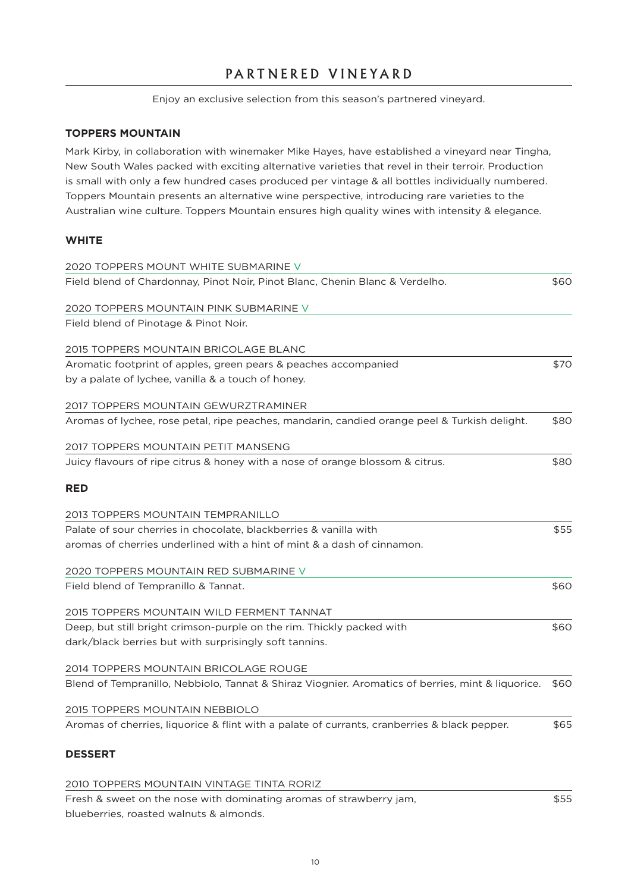# PARTNERED VINEYARD

Enjoy an exclusive selection from this season's partnered vineyard.

**TOPPERS MOUNTAIN**

Mark Kirby, in collaboration with winemaker Mike Hayes, have established a vineyard near Tingha, New South Wales packed with exciting alternative varieties that revel in their terroir. Production is small with only a few hundred cases produced per vintage & all bottles individually numbered. Toppers Mountain presents an alternative wine perspective, introducing rare varieties to the Australian wine culture. Toppers Mountain ensures high quality wines with intensity & elegance.

## WHITE

2020 TOPPERS MOUNT WHITE SUBMARINE V
Field blend of Chardonnay, Pinot Noir, Pinot Blanc, Chenin Blanc & Verdelho. $60

2020 TOPPERS MOUNTAIN PINK SUBMARINE V
Field blend of Pinotage & Pinot Noir.

2015 TOPPERS MOUNTAIN BRICOLAGE BLANC
Aromatic footprint of apples, green pears & peaches accompanied by a palate of lychee, vanilla & a touch of honey. $70

2017 TOPPERS MOUNTAIN GEWURZTRAMINER
Aromas of lychee, rose petal, ripe peaches, mandarin, candied orange peel & Turkish delight. $80

2017 TOPPERS MOUNTAIN PETIT MANSENG
Juicy flavours of ripe citrus & honey with a nose of orange blossom & citrus. $80

## RED

2013 TOPPERS MOUNTAIN TEMPRANILLO
Palate of sour cherries in chocolate, blackberries & vanilla with aromas of cherries underlined with a hint of mint & a dash of cinnamon. $55

2020 TOPPERS MOUNTAIN RED SUBMARINE V
Field blend of Tempranillo & Tannat. $60

2015 TOPPERS MOUNTAIN WILD FERMENT TANNAT
Deep, but still bright crimson-purple on the rim. Thickly packed with dark/black berries but with surprisingly soft tannins. $60

2014 TOPPERS MOUNTAIN BRICOLAGE ROUGE
Blend of Tempranillo, Nebbiolo, Tannat & Shiraz Viognier. Aromatics of berries, mint & liquorice. $60

2015 TOPPERS MOUNTAIN NEBBIOLO
Aromas of cherries, liquorice & flint with a palate of currants, cranberries & black pepper. $65

## DESSERT

2010 TOPPERS MOUNTAIN VINTAGE TINTA RORIZ
Fresh & sweet on the nose with dominating aromas of strawberry jam, blueberries, roasted walnuts & almonds. $55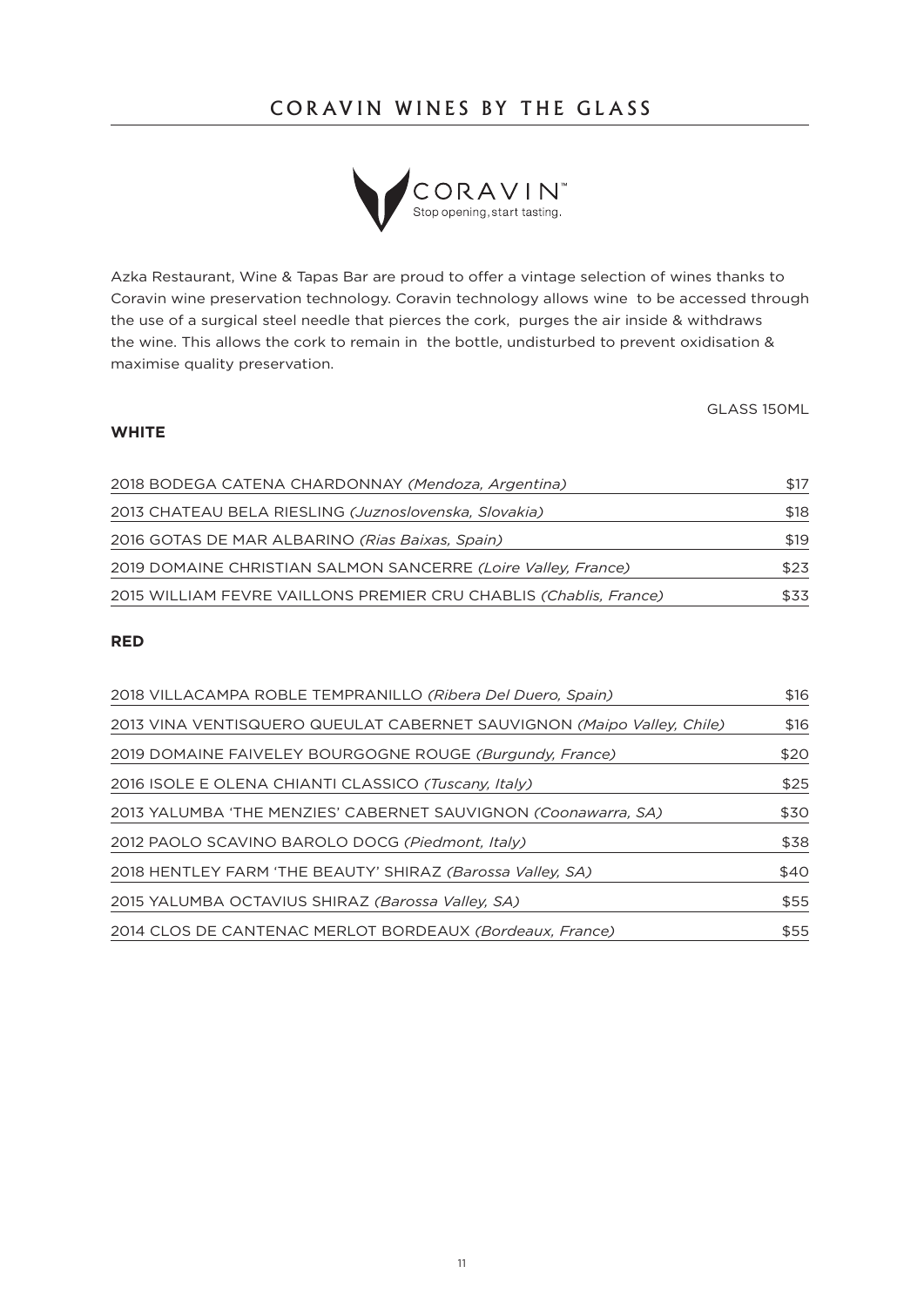# CORAVIN WINES BY THE GLASS

CORAVIN™
Stop opening, start tasting.

Azka Restaurant, Wine & Tapas Bar are proud to offer a vintage selection of wines thanks to Coravin wine preservation technology. Coravin technology allows wine to be accessed through the use of a surgical steel needle that pierces the cork, purges the air inside & withdraws the wine. This allows the cork to remain in the bottle, undisturbed to prevent oxidisation & maximise quality preservation.

GLASS 150ML

**WHITE**

| | |
|---|---|
| 2018 BODEGA CATENA CHARDONNAY *(Mendoza, Argentina)* | $17 |
| 2013 CHATEAU BELA RIESLING *(Juznoslovenska, Slovakia)* | $18 |
| 2016 GOTAS DE MAR ALBARINO *(Rias Baixas, Spain)* | $19 |
| 2019 DOMAINE CHRISTIAN SALMON SANCERRE *(Loire Valley, France)* | $23 |
| 2015 WILLIAM FEVRE VAILLONS PREMIER CRU CHABLIS *(Chablis, France)* | $33 |

**RED**

| | |
|---|---|
| 2018 VILLACAMPA ROBLE TEMPRANILLO *(Ribera Del Duero, Spain)* | $16 |
| 2013 VINA VENTISQUERO QUEULAT CABERNET SAUVIGNON *(Maipo Valley, Chile)* | $16 |
| 2019 DOMAINE FAIVELEY BOURGOGNE ROUGE *(Burgundy, France)* | $20 |
| 2016 ISOLE E OLENA CHIANTI CLASSICO *(Tuscany, Italy)* | $25 |
| 2013 YALUMBA 'THE MENZIES' CABERNET SAUVIGNON *(Coonawarra, SA)* | $30 |
| 2012 PAOLO SCAVINO BAROLO DOCG *(Piedmont, Italy)* | $38 |
| 2018 HENTLEY FARM 'THE BEAUTY' SHIRAZ *(Barossa Valley, SA)* | $40 |
| 2015 YALUMBA OCTAVIUS SHIRAZ *(Barossa Valley, SA)* | $55 |
| 2014 CLOS DE CANTENAC MERLOT BORDEAUX *(Bordeaux, France)* | $55 |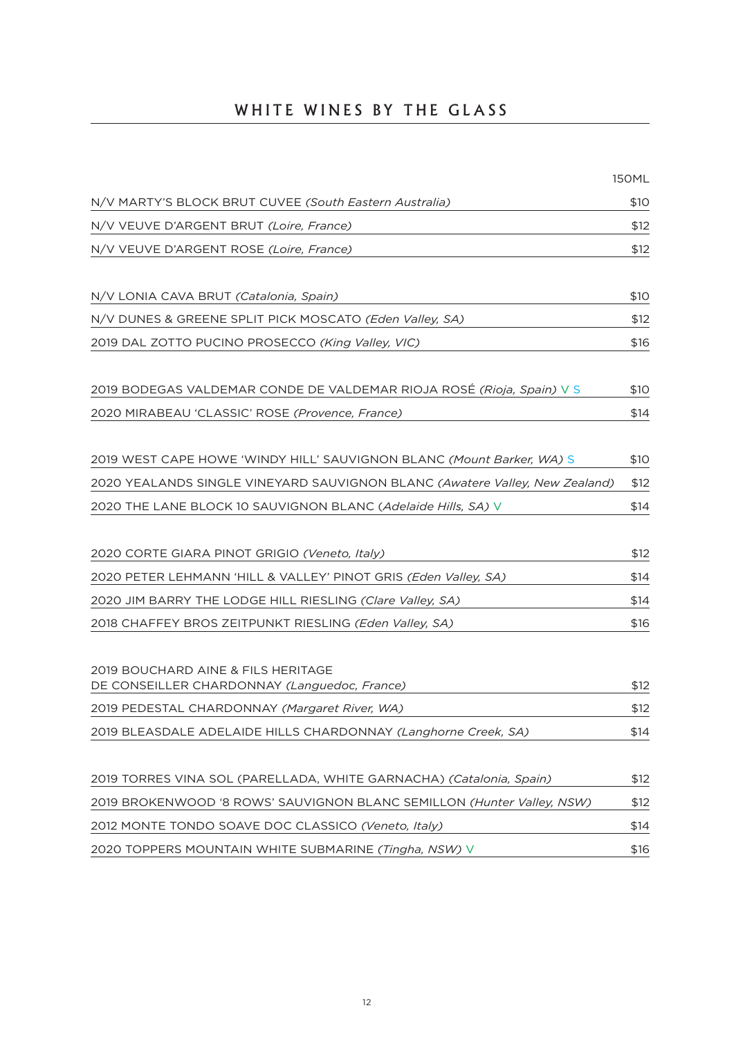# WHITE WINES BY THE GLASS

| | 150ML |
|---|---|
| N/V MARTY'S BLOCK BRUT CUVEE *(South Eastern Australia)* | $10 |
| N/V VEUVE D'ARGENT BRUT *(Loire, France)* | $12 |
| N/V VEUVE D'ARGENT ROSE *(Loire, France)* | $12 |
| N/V LONIA CAVA BRUT *(Catalonia, Spain)* | $10 |
| N/V DUNES & GREENE SPLIT PICK MOSCATO *(Eden Valley, SA)* | $12 |
| 2019 DAL ZOTTO PUCINO PROSECCO *(King Valley, VIC)* | $16 |
| 2019 BODEGAS VALDEMAR CONDE DE VALDEMAR RIOJA ROSÉ *(Rioja, Spain)* V S | $10 |
| 2020 MIRABEAU 'CLASSIC' ROSE *(Provence, France)* | $14 |
| 2019 WEST CAPE HOWE 'WINDY HILL' SAUVIGNON BLANC *(Mount Barker, WA)* S | $10 |
| 2020 YEALANDS SINGLE VINEYARD SAUVIGNON BLANC *(Awatere Valley, New Zealand)* | $12 |
| 2020 THE LANE BLOCK 10 SAUVIGNON BLANC *(Adelaide Hills, SA)* V | $14 |
| 2020 CORTE GIARA PINOT GRIGIO *(Veneto, Italy)* | $12 |
| 2020 PETER LEHMANN 'HILL & VALLEY' PINOT GRIS *(Eden Valley, SA)* | $14 |
| 2020 JIM BARRY THE LODGE HILL RIESLING *(Clare Valley, SA)* | $14 |
| 2018 CHAFFEY BROS ZEITPUNKT RIESLING *(Eden Valley, SA)* | $16 |
| 2019 BOUCHARD AINE & FILS HERITAGE DE CONSEILLER CHARDONNAY *(Languedoc, France)* | $12 |
| 2019 PEDESTAL CHARDONNAY *(Margaret River, WA)* | $12 |
| 2019 BLEASDALE ADELAIDE HILLS CHARDONNAY *(Langhorne Creek, SA)* | $14 |
| 2019 TORRES VINA SOL (PARELLADA, WHITE GARNACHA) *(Catalonia, Spain)* | $12 |
| 2019 BROKENWOOD '8 ROWS' SAUVIGNON BLANC SEMILLON *(Hunter Valley, NSW)* | $12 |
| 2012 MONTE TONDO SOAVE DOC CLASSICO *(Veneto, Italy)* | $14 |
| 2020 TOPPERS MOUNTAIN WHITE SUBMARINE *(Tingha, NSW)* V | $16 |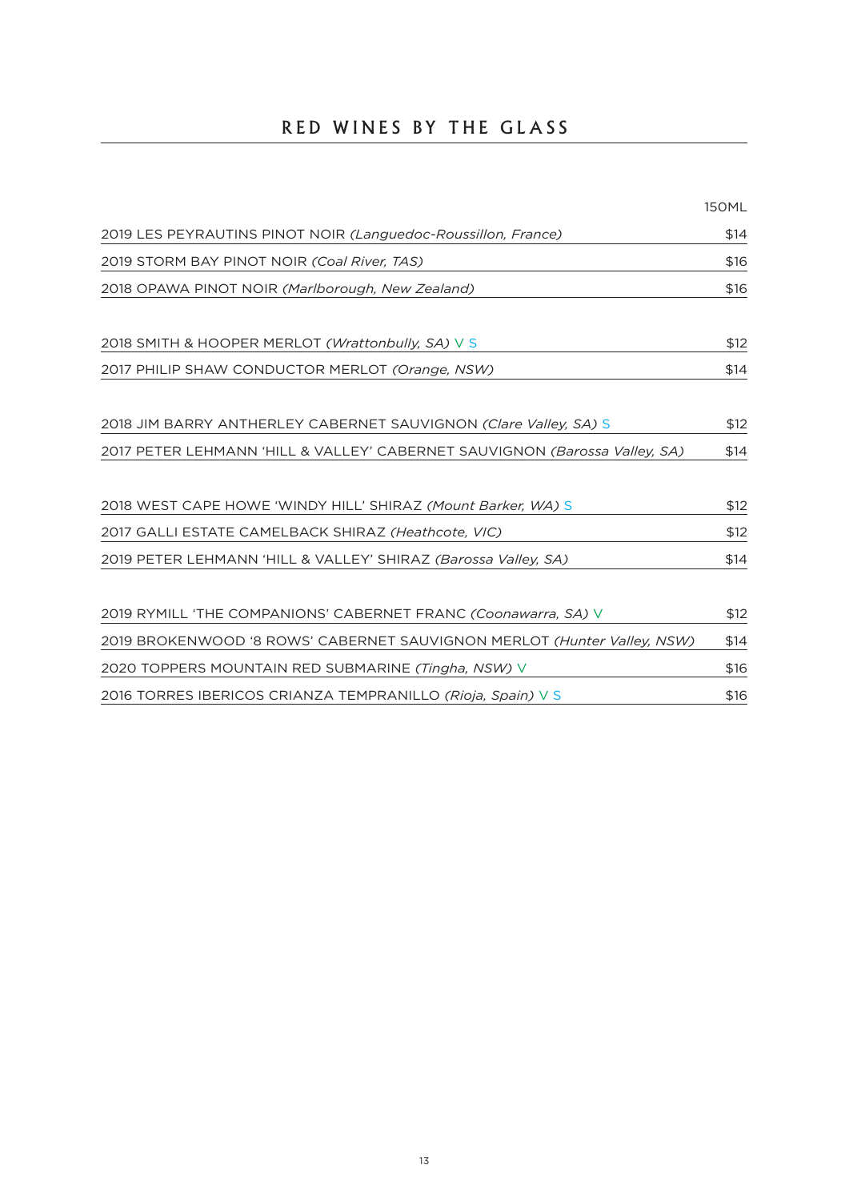# RED WINES BY THE GLASS

| | 150ML |
|---|---|
| 2019 LES PEYRAUTINS PINOT NOIR *(Languedoc-Roussillon, France)* | $14 |
| 2019 STORM BAY PINOT NOIR *(Coal River, TAS)* | $16 |
| 2018 OPAWA PINOT NOIR *(Marlborough, New Zealand)* | $16 |
| | |
| 2018 SMITH & HOOPER MERLOT *(Wrattonbully, SA)* V S | $12 |
| 2017 PHILIP SHAW CONDUCTOR MERLOT *(Orange, NSW)* | $14 |
| | |
| 2018 JIM BARRY ANTHERLEY CABERNET SAUVIGNON *(Clare Valley, SA)* S | $12 |
| 2017 PETER LEHMANN 'HILL & VALLEY' CABERNET SAUVIGNON *(Barossa Valley, SA)* | $14 |
| | |
| 2018 WEST CAPE HOWE 'WINDY HILL' SHIRAZ *(Mount Barker, WA)* S | $12 |
| 2017 GALLI ESTATE CAMELBACK SHIRAZ *(Heathcote, VIC)* | $12 |
| 2019 PETER LEHMANN 'HILL & VALLEY' SHIRAZ *(Barossa Valley, SA)* | $14 |
| | |
| 2019 RYMILL 'THE COMPANIONS' CABERNET FRANC *(Coonawarra, SA)* V | $12 |
| 2019 BROKENWOOD '8 ROWS' CABERNET SAUVIGNON MERLOT *(Hunter Valley, NSW)* | $14 |
| 2020 TOPPERS MOUNTAIN RED SUBMARINE *(Tingha, NSW)* V | $16 |
| 2016 TORRES IBERICOS CRIANZA TEMPRANILLO *(Rioja, Spain)* V S | $16 |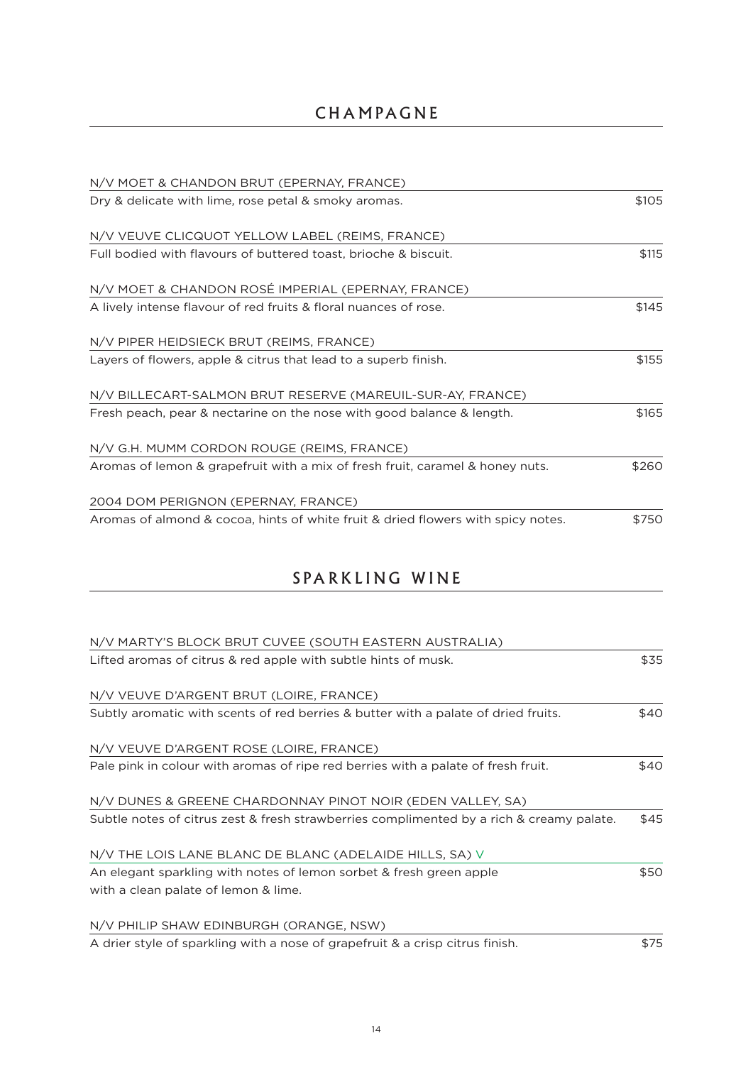## CHAMPAGNE

N/V MOET & CHANDON BRUT (EPERNAY, FRANCE)

Dry & delicate with lime, rose petal & smoky aromas. $105

N/V VEUVE CLICQUOT YELLOW LABEL (REIMS, FRANCE)

Full bodied with flavours of buttered toast, brioche & biscuit. $115

N/V MOET & CHANDON ROSÉ IMPERIAL (EPERNAY, FRANCE)

A lively intense flavour of red fruits & floral nuances of rose. $145

N/V PIPER HEIDSIECK BRUT (REIMS, FRANCE)

Layers of flowers, apple & citrus that lead to a superb finish. $155

N/V BILLECART-SALMON BRUT RESERVE (MAREUIL-SUR-AY, FRANCE)

Fresh peach, pear & nectarine on the nose with good balance & length. $165

N/V G.H. MUMM CORDON ROUGE (REIMS, FRANCE)

Aromas of lemon & grapefruit with a mix of fresh fruit, caramel & honey nuts. $260

2004 DOM PERIGNON (EPERNAY, FRANCE)

Aromas of almond & cocoa, hints of white fruit & dried flowers with spicy notes. $750

## SPARKLING WINE

N/V MARTY'S BLOCK BRUT CUVEE (SOUTH EASTERN AUSTRALIA)

Lifted aromas of citrus & red apple with subtle hints of musk. $35

N/V VEUVE D'ARGENT BRUT (LOIRE, FRANCE)

Subtly aromatic with scents of red berries & butter with a palate of dried fruits. $40

N/V VEUVE D'ARGENT ROSE (LOIRE, FRANCE)

Pale pink in colour with aromas of ripe red berries with a palate of fresh fruit. $40

N/V DUNES & GREENE CHARDONNAY PINOT NOIR (EDEN VALLEY, SA)

Subtle notes of citrus zest & fresh strawberries complimented by a rich & creamy palate. $45

N/V THE LOIS LANE BLANC DE BLANC (ADELAIDE HILLS, SA) V

An elegant sparkling with notes of lemon sorbet & fresh green apple with a clean palate of lemon & lime. $50

N/V PHILIP SHAW EDINBURGH (ORANGE, NSW)

A drier style of sparkling with a nose of grapefruit & a crisp citrus finish. $75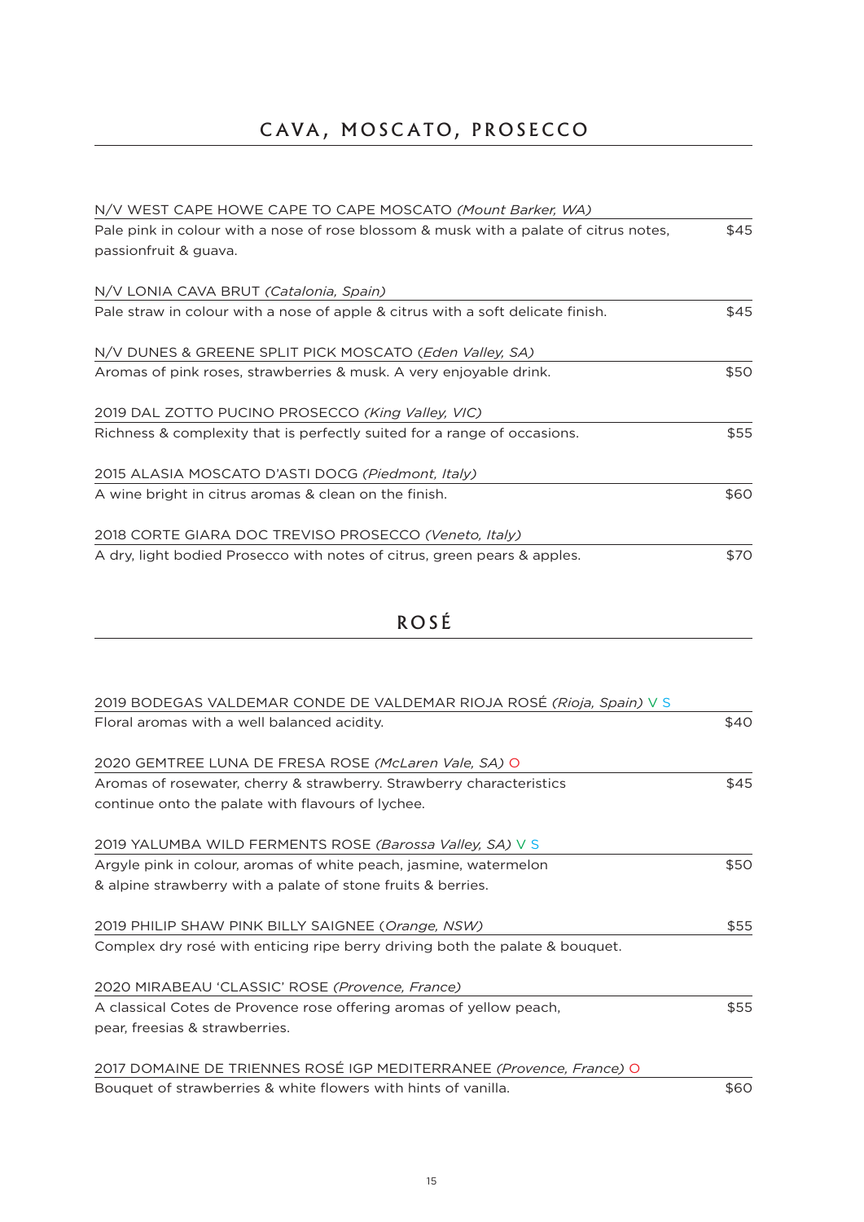# CAVA, MOSCATO, PROSECCO

N/V WEST CAPE HOWE CAPE TO CAPE MOSCATO *(Mount Barker, WA)*

Pale pink in colour with a nose of rose blossom & musk with a palate of citrus notes, passionfruit & guava. $45

N/V LONIA CAVA BRUT *(Catalonia, Spain)*

Pale straw in colour with a nose of apple & citrus with a soft delicate finish. $45

N/V DUNES & GREENE SPLIT PICK MOSCATO *(Eden Valley, SA)*

Aromas of pink roses, strawberries & musk. A very enjoyable drink. $50

2019 DAL ZOTTO PUCINO PROSECCO *(King Valley, VIC)*

Richness & complexity that is perfectly suited for a range of occasions. $55

2015 ALASIA MOSCATO D'ASTI DOCG *(Piedmont, Italy)*

A wine bright in citrus aromas & clean on the finish. $60

2018 CORTE GIARA DOC TREVISO PROSECCO *(Veneto, Italy)*

A dry, light bodied Prosecco with notes of citrus, green pears & apples. $70

# ROSÉ

2019 BODEGAS VALDEMAR CONDE DE VALDEMAR RIOJA ROSÉ *(Rioja, Spain)* V S

Floral aromas with a well balanced acidity. $40

2020 GEMTREE LUNA DE FRESA ROSE *(McLaren Vale, SA)* O

Aromas of rosewater, cherry & strawberry. Strawberry characteristics continue onto the palate with flavours of lychee. $45

2019 YALUMBA WILD FERMENTS ROSE *(Barossa Valley, SA)* V S

Argyle pink in colour, aromas of white peach, jasmine, watermelon & alpine strawberry with a palate of stone fruits & berries. $50

2019 PHILIP SHAW PINK BILLY SAIGNEE *(Orange, NSW)* $55

Complex dry rosé with enticing ripe berry driving both the palate & bouquet.

2020 MIRABEAU 'CLASSIC' ROSE *(Provence, France)*

A classical Cotes de Provence rose offering aromas of yellow peach, pear, freesias & strawberries. $55

2017 DOMAINE DE TRIENNES ROSÉ IGP MEDITERRANEE *(Provence, France)* O

Bouquet of strawberries & white flowers with hints of vanilla. $60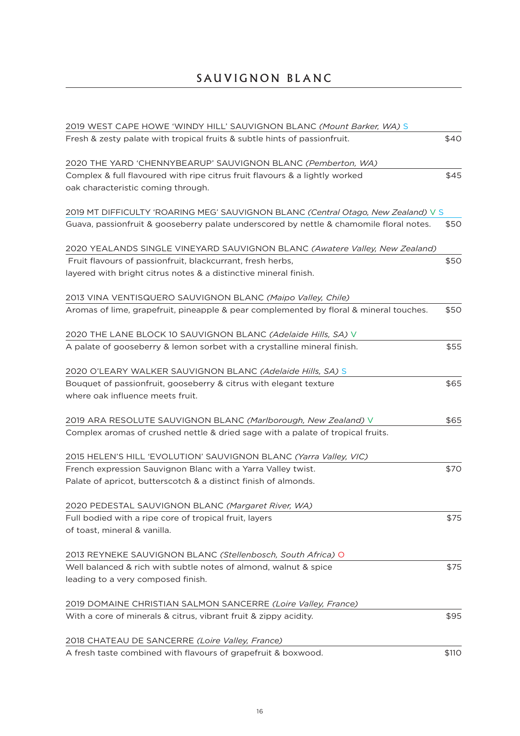# SAUVIGNON BLANC

2019 WEST CAPE HOWE 'WINDY HILL' SAUVIGNON BLANC *(Mount Barker, WA)* S
Fresh & zesty palate with tropical fruits & subtle hints of passionfruit. $40

2020 THE YARD 'CHENNYBEARUP' SAUVIGNON BLANC *(Pemberton, WA)*
Complex & full flavoured with ripe citrus fruit flavours & a lightly worked oak characteristic coming through. $45

2019 MT DIFFICULTY 'ROARING MEG' SAUVIGNON BLANC *(Central Otago, New Zealand)* V S
Guava, passionfruit & gooseberry palate underscored by nettle & chamomile floral notes. $50

2020 YEALANDS SINGLE VINEYARD SAUVIGNON BLANC *(Awatere Valley, New Zealand)*
Fruit flavours of passionfruit, blackcurrant, fresh herbs, layered with bright citrus notes & a distinctive mineral finish. $50

2013 VINA VENTISQUERO SAUVIGNON BLANC *(Maipo Valley, Chile)*
Aromas of lime, grapefruit, pineapple & pear complemented by floral & mineral touches. $50

2020 THE LANE BLOCK 10 SAUVIGNON BLANC *(Adelaide Hills, SA)* V
A palate of gooseberry & lemon sorbet with a crystalline mineral finish. $55

2020 O'LEARY WALKER SAUVIGNON BLANC *(Adelaide Hills, SA)* S
Bouquet of passionfruit, gooseberry & citrus with elegant texture where oak influence meets fruit. $65

2019 ARA RESOLUTE SAUVIGNON BLANC *(Marlborough, New Zealand)* V $65
Complex aromas of crushed nettle & dried sage with a palate of tropical fruits.

2015 HELEN'S HILL 'EVOLUTION' SAUVIGNON BLANC *(Yarra Valley, VIC)*
French expression Sauvignon Blanc with a Yarra Valley twist. Palate of apricot, butterscotch & a distinct finish of almonds. $70

2020 PEDESTAL SAUVIGNON BLANC *(Margaret River, WA)*
Full bodied with a ripe core of tropical fruit, layers of toast, mineral & vanilla. $75

2013 REYNEKE SAUVIGNON BLANC *(Stellenbosch, South Africa)* O
Well balanced & rich with subtle notes of almond, walnut & spice leading to a very composed finish. $75

2019 DOMAINE CHRISTIAN SALMON SANCERRE *(Loire Valley, France)*
With a core of minerals & citrus, vibrant fruit & zippy acidity. $95

2018 CHATEAU DE SANCERRE *(Loire Valley, France)*
A fresh taste combined with flavours of grapefruit & boxwood. $110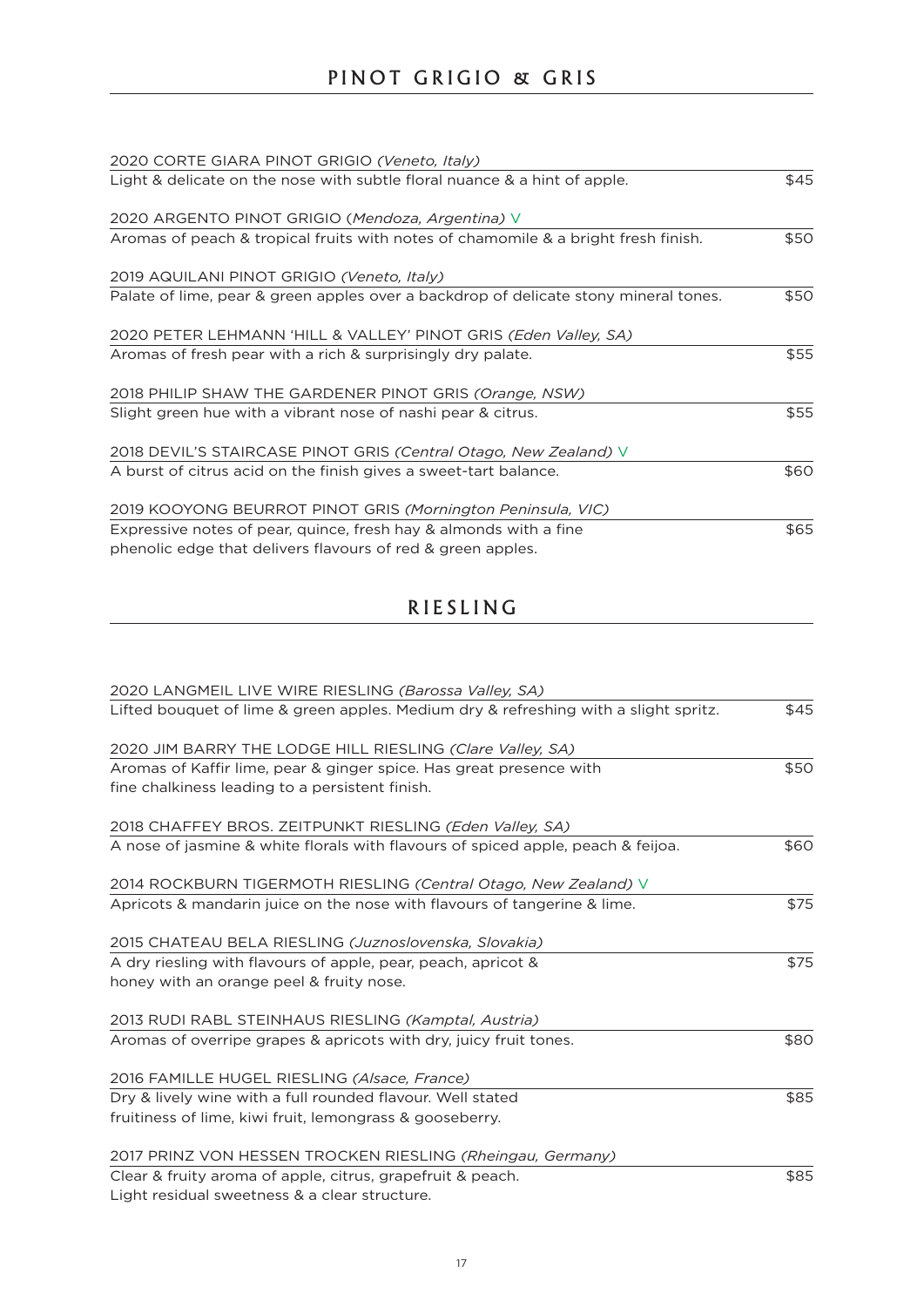# PINOT GRIGIO & GRIS

2020 CORTE GIARA PINOT GRIGIO *(Veneto, Italy)*
Light & delicate on the nose with subtle floral nuance & a hint of apple. $45

2020 ARGENTO PINOT GRIGIO (*Mendoza, Argentina)* V
Aromas of peach & tropical fruits with notes of chamomile & a bright fresh finish. $50

2019 AQUILANI PINOT GRIGIO *(Veneto, Italy)*
Palate of lime, pear & green apples over a backdrop of delicate stony mineral tones. $50

2020 PETER LEHMANN 'HILL & VALLEY' PINOT GRIS *(Eden Valley, SA)*
Aromas of fresh pear with a rich & surprisingly dry palate. $55

2018 PHILIP SHAW THE GARDENER PINOT GRIS *(Orange, NSW)*
Slight green hue with a vibrant nose of nashi pear & citrus. $55

2018 DEVIL'S STAIRCASE PINOT GRIS *(Central Otago, New Zealand)* V
A burst of citrus acid on the finish gives a sweet-tart balance. $60

2019 KOOYONG BEURROT PINOT GRIS *(Mornington Peninsula, VIC)*
Expressive notes of pear, quince, fresh hay & almonds with a fine phenolic edge that delivers flavours of red & green apples. $65

# RIESLING

2020 LANGMEIL LIVE WIRE RIESLING *(Barossa Valley, SA)*
Lifted bouquet of lime & green apples. Medium dry & refreshing with a slight spritz. $45

2020 JIM BARRY THE LODGE HILL RIESLING *(Clare Valley, SA)*
Aromas of Kaffir lime, pear & ginger spice. Has great presence with fine chalkiness leading to a persistent finish. $50

2018 CHAFFEY BROS. ZEITPUNKT RIESLING *(Eden Valley, SA)*
A nose of jasmine & white florals with flavours of spiced apple, peach & feijoa. $60

2014 ROCKBURN TIGERMOTH RIESLING *(Central Otago, New Zealand)* V
Apricots & mandarin juice on the nose with flavours of tangerine & lime. $75

2015 CHATEAU BELA RIESLING *(Juznoslovenska, Slovakia)*
A dry riesling with flavours of apple, pear, peach, apricot & honey with an orange peel & fruity nose. $75

2013 RUDI RABL STEINHAUS RIESLING *(Kamptal, Austria)*
Aromas of overripe grapes & apricots with dry, juicy fruit tones. $80

2016 FAMILLE HUGEL RIESLING *(Alsace, France)*
Dry & lively wine with a full rounded flavour. Well stated fruitiness of lime, kiwi fruit, lemongrass & gooseberry. $85

2017 PRINZ VON HESSEN TROCKEN RIESLING *(Rheingau, Germany)*
Clear & fruity aroma of apple, citrus, grapefruit & peach. Light residual sweetness & a clear structure. $85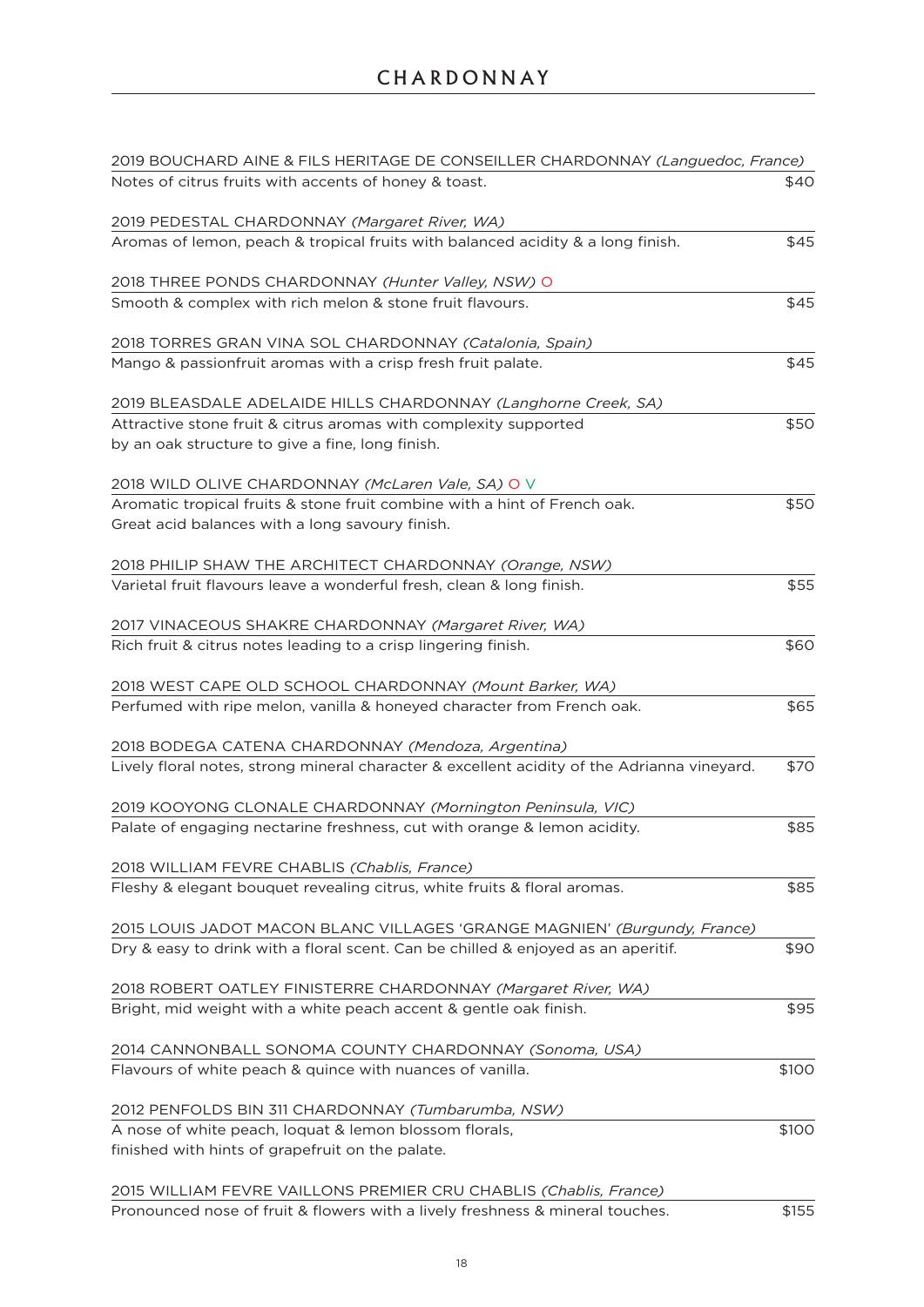# CHARDONNAY

2019 BOUCHARD AINE & FILS HERITAGE DE CONSEILLER CHARDONNAY *(Languedoc, France)*
Notes of citrus fruits with accents of honey & toast. $40

2019 PEDESTAL CHARDONNAY *(Margaret River, WA)*
Aromas of lemon, peach & tropical fruits with balanced acidity & a long finish. $45

2018 THREE PONDS CHARDONNAY *(Hunter Valley, NSW)* O
Smooth & complex with rich melon & stone fruit flavours. $45

2018 TORRES GRAN VINA SOL CHARDONNAY *(Catalonia, Spain)*
Mango & passionfruit aromas with a crisp fresh fruit palate. $45

2019 BLEASDALE ADELAIDE HILLS CHARDONNAY *(Langhorne Creek, SA)*
Attractive stone fruit & citrus aromas with complexity supported by an oak structure to give a fine, long finish. $50

2018 WILD OLIVE CHARDONNAY *(McLaren Vale, SA)* O V
Aromatic tropical fruits & stone fruit combine with a hint of French oak. Great acid balances with a long savoury finish. $50

2018 PHILIP SHAW THE ARCHITECT CHARDONNAY *(Orange, NSW)*
Varietal fruit flavours leave a wonderful fresh, clean & long finish. $55

2017 VINACEOUS SHAKRE CHARDONNAY *(Margaret River, WA)*
Rich fruit & citrus notes leading to a crisp lingering finish. $60

2018 WEST CAPE OLD SCHOOL CHARDONNAY *(Mount Barker, WA)*
Perfumed with ripe melon, vanilla & honeyed character from French oak. $65

2018 BODEGA CATENA CHARDONNAY *(Mendoza, Argentina)*
Lively floral notes, strong mineral character & excellent acidity of the Adrianna vineyard. $70

2019 KOOYONG CLONALE CHARDONNAY *(Mornington Peninsula, VIC)*
Palate of engaging nectarine freshness, cut with orange & lemon acidity. $85

2018 WILLIAM FEVRE CHABLIS *(Chablis, France)*
Fleshy & elegant bouquet revealing citrus, white fruits & floral aromas. $85

2015 LOUIS JADOT MACON BLANC VILLAGES 'GRANGE MAGNIEN' *(Burgundy, France)*
Dry & easy to drink with a floral scent. Can be chilled & enjoyed as an aperitif. $90

2018 ROBERT OATLEY FINISTERRE CHARDONNAY *(Margaret River, WA)*
Bright, mid weight with a white peach accent & gentle oak finish. $95

2014 CANNONBALL SONOMA COUNTY CHARDONNAY *(Sonoma, USA)*
Flavours of white peach & quince with nuances of vanilla. $100

2012 PENFOLDS BIN 311 CHARDONNAY *(Tumbarumba, NSW)*
A nose of white peach, loquat & lemon blossom florals, finished with hints of grapefruit on the palate. $100

2015 WILLIAM FEVRE VAILLONS PREMIER CRU CHABLIS *(Chablis, France)*
Pronounced nose of fruit & flowers with a lively freshness & mineral touches. $155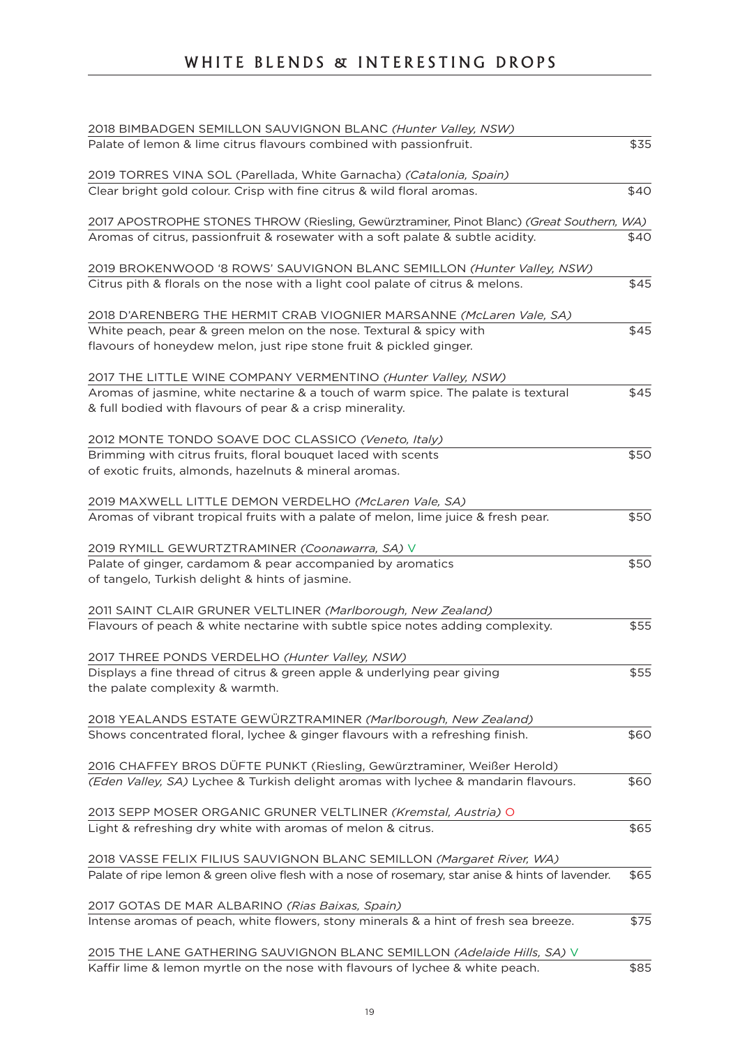# WHITE BLENDS & INTERESTING DROPS

2018 BIMBADGEN SEMILLON SAUVIGNON BLANC *(Hunter Valley, NSW)*
Palate of lemon & lime citrus flavours combined with passionfruit. $35

2019 TORRES VINA SOL (Parellada, White Garnacha) *(Catalonia, Spain)*
Clear bright gold colour. Crisp with fine citrus & wild floral aromas. $40

2017 APOSTROPHE STONES THROW (Riesling, Gewürztraminer, Pinot Blanc) *(Great Southern, WA)*
Aromas of citrus, passionfruit & rosewater with a soft palate & subtle acidity. $40

2019 BROKENWOOD '8 ROWS' SAUVIGNON BLANC SEMILLON *(Hunter Valley, NSW)*
Citrus pith & florals on the nose with a light cool palate of citrus & melons. $45

2018 D'ARENBERG THE HERMIT CRAB VIOGNIER MARSANNE *(McLaren Vale, SA)*
White peach, pear & green melon on the nose. Textural & spicy with flavours of honeydew melon, just ripe stone fruit & pickled ginger. $45

2017 THE LITTLE WINE COMPANY VERMENTINO *(Hunter Valley, NSW)*
Aromas of jasmine, white nectarine & a touch of warm spice. The palate is textural & full bodied with flavours of pear & a crisp minerality. $45

2012 MONTE TONDO SOAVE DOC CLASSICO *(Veneto, Italy)*
Brimming with citrus fruits, floral bouquet laced with scents of exotic fruits, almonds, hazelnuts & mineral aromas. $50

2019 MAXWELL LITTLE DEMON VERDELHO *(McLaren Vale, SA)*
Aromas of vibrant tropical fruits with a palate of melon, lime juice & fresh pear. $50

2019 RYMILL GEWURTZTRAMINER *(Coonawarra, SA)* V
Palate of ginger, cardamom & pear accompanied by aromatics of tangelo, Turkish delight & hints of jasmine. $50

2011 SAINT CLAIR GRUNER VELTLINER *(Marlborough, New Zealand)*
Flavours of peach & white nectarine with subtle spice notes adding complexity. $55

2017 THREE PONDS VERDELHO *(Hunter Valley, NSW)*
Displays a fine thread of citrus & green apple & underlying pear giving the palate complexity & warmth. $55

2018 YEALANDS ESTATE GEWÜRZTRAMINER *(Marlborough, New Zealand)*
Shows concentrated floral, lychee & ginger flavours with a refreshing finish. $60

2016 CHAFFEY BROS DÜFTE PUNKT (Riesling, Gewürztraminer, Weißer Herold)
*(Eden Valley, SA)* Lychee & Turkish delight aromas with lychee & mandarin flavours. $60

2013 SEPP MOSER ORGANIC GRUNER VELTLINER *(Kremstal, Austria)* O
Light & refreshing dry white with aromas of melon & citrus. $65

2018 VASSE FELIX FILIUS SAUVIGNON BLANC SEMILLON *(Margaret River, WA)*
Palate of ripe lemon & green olive flesh with a nose of rosemary, star anise & hints of lavender. $65

2017 GOTAS DE MAR ALBARINO *(Rias Baixas, Spain)*
Intense aromas of peach, white flowers, stony minerals & a hint of fresh sea breeze. $75

2015 THE LANE GATHERING SAUVIGNON BLANC SEMILLON *(Adelaide Hills, SA)* V
Kaffir lime & lemon myrtle on the nose with flavours of lychee & white peach. $85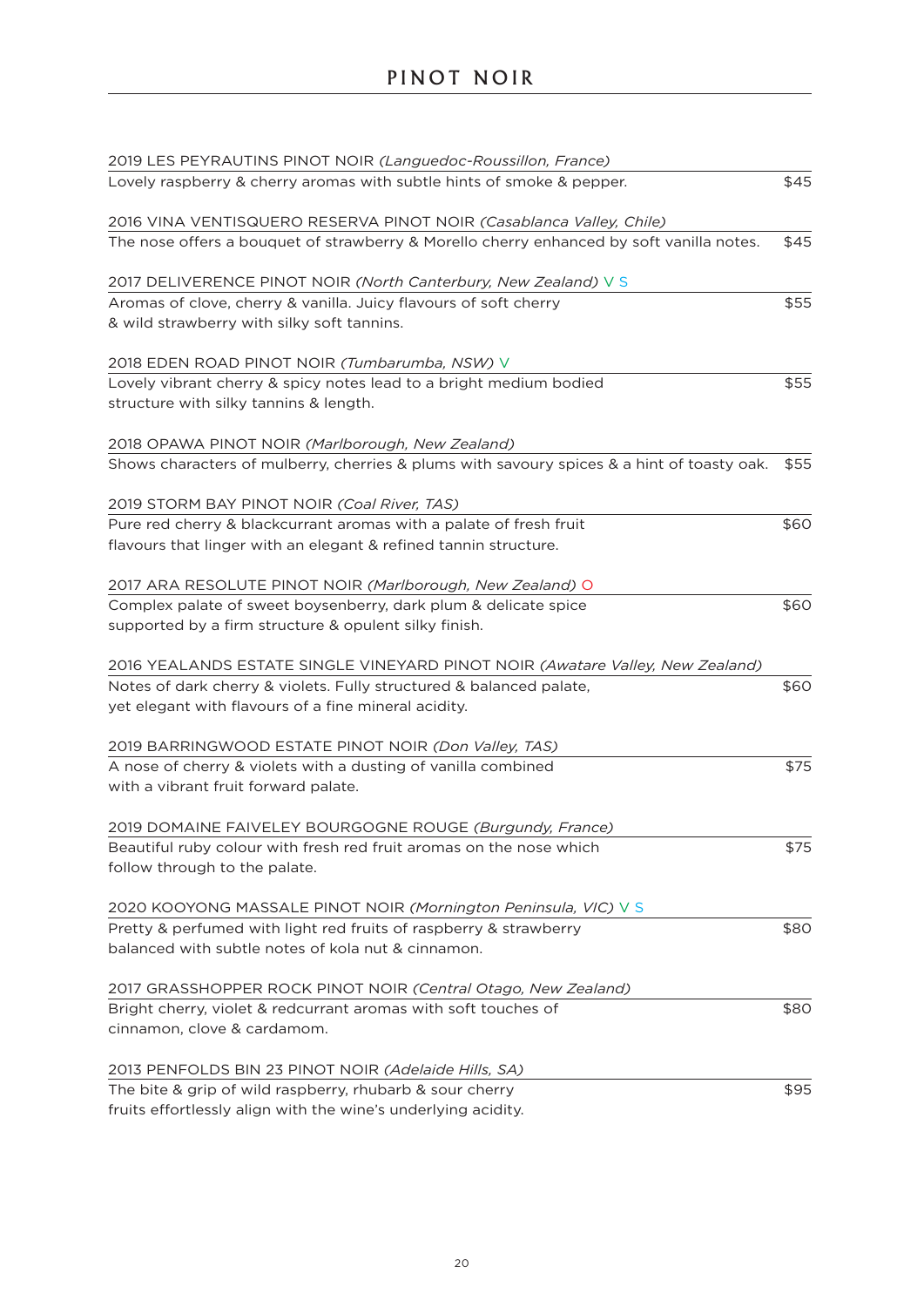# PINOT NOIR

2019 LES PEYRAUTINS PINOT NOIR *(Languedoc-Roussillon, France)*
Lovely raspberry & cherry aromas with subtle hints of smoke & pepper. $45

2016 VINA VENTISQUERO RESERVA PINOT NOIR *(Casablanca Valley, Chile)*
The nose offers a bouquet of strawberry & Morello cherry enhanced by soft vanilla notes. $45

2017 DELIVERENCE PINOT NOIR *(North Canterbury, New Zealand)* V S
Aromas of clove, cherry & vanilla. Juicy flavours of soft cherry & wild strawberry with silky soft tannins. $55

2018 EDEN ROAD PINOT NOIR *(Tumbarumba, NSW)* V
Lovely vibrant cherry & spicy notes lead to a bright medium bodied structure with silky tannins & length. $55

2018 OPAWA PINOT NOIR *(Marlborough, New Zealand)*
Shows characters of mulberry, cherries & plums with savoury spices & a hint of toasty oak. $55

2019 STORM BAY PINOT NOIR *(Coal River, TAS)*
Pure red cherry & blackcurrant aromas with a palate of fresh fruit flavours that linger with an elegant & refined tannin structure. $60

2017 ARA RESOLUTE PINOT NOIR *(Marlborough, New Zealand)* O
Complex palate of sweet boysenberry, dark plum & delicate spice supported by a firm structure & opulent silky finish. $60

2016 YEALANDS ESTATE SINGLE VINEYARD PINOT NOIR *(Awatare Valley, New Zealand)*
Notes of dark cherry & violets. Fully structured & balanced palate, yet elegant with flavours of a fine mineral acidity. $60

2019 BARRINGWOOD ESTATE PINOT NOIR *(Don Valley, TAS)*
A nose of cherry & violets with a dusting of vanilla combined with a vibrant fruit forward palate. $75

2019 DOMAINE FAIVELEY BOURGOGNE ROUGE *(Burgundy, France)*
Beautiful ruby colour with fresh red fruit aromas on the nose which follow through to the palate. $75

2020 KOOYONG MASSALE PINOT NOIR *(Mornington Peninsula, VIC)* V S
Pretty & perfumed with light red fruits of raspberry & strawberry balanced with subtle notes of kola nut & cinnamon. $80

2017 GRASSHOPPER ROCK PINOT NOIR *(Central Otago, New Zealand)*
Bright cherry, violet & redcurrant aromas with soft touches of cinnamon, clove & cardamom. $80

2013 PENFOLDS BIN 23 PINOT NOIR *(Adelaide Hills, SA)*
The bite & grip of wild raspberry, rhubarb & sour cherry fruits effortlessly align with the wine's underlying acidity. $95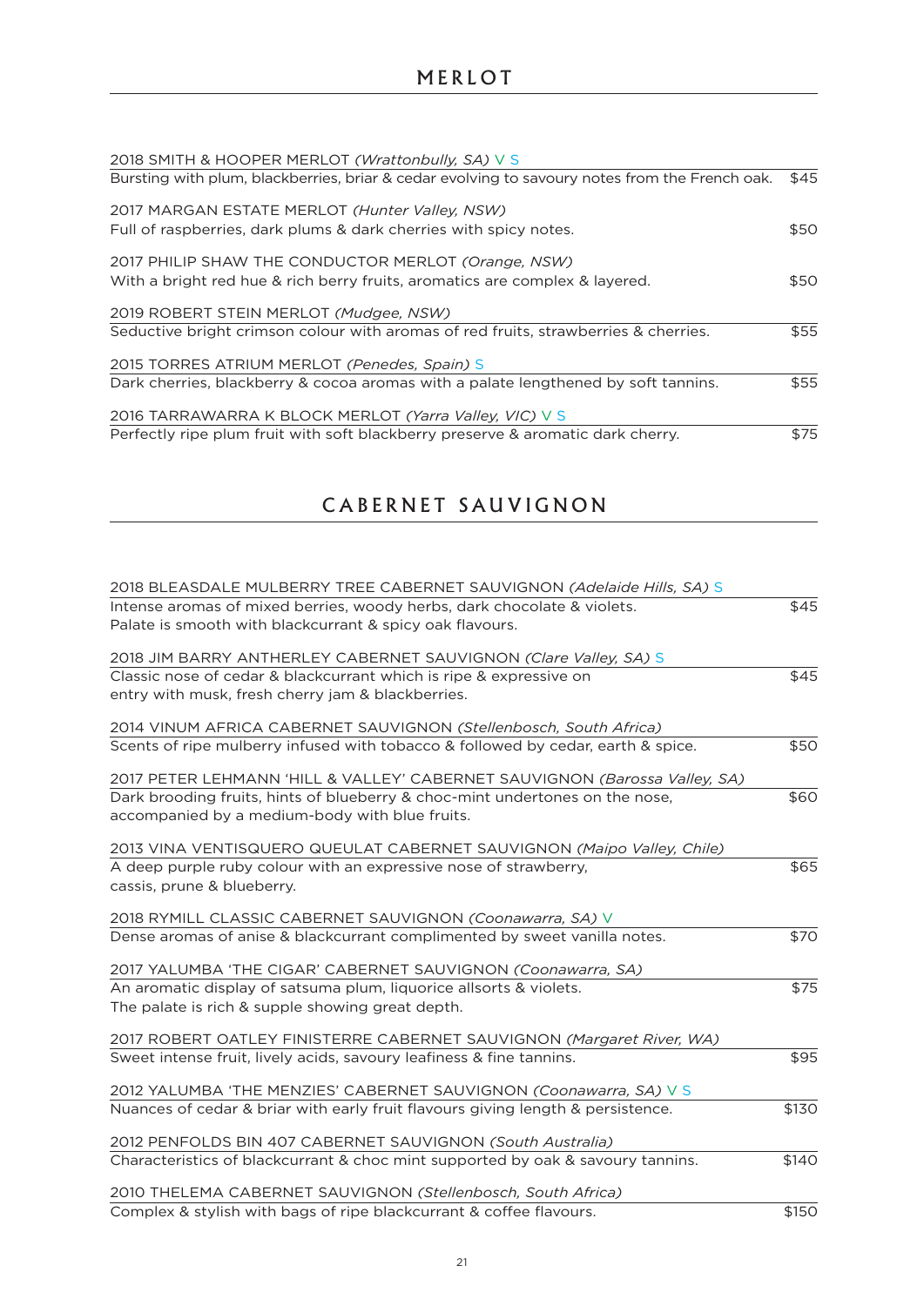## MERLOT

2018 SMITH & HOOPER MERLOT *(Wrattonbully, SA)* V S
Bursting with plum, blackberries, briar & cedar evolving to savoury notes from the French oak. $45

2017 MARGAN ESTATE MERLOT *(Hunter Valley, NSW)*
Full of raspberries, dark plums & dark cherries with spicy notes. $50

2017 PHILIP SHAW THE CONDUCTOR MERLOT *(Orange, NSW)*
With a bright red hue & rich berry fruits, aromatics are complex & layered. $50

2019 ROBERT STEIN MERLOT *(Mudgee, NSW)*
Seductive bright crimson colour with aromas of red fruits, strawberries & cherries. $55

2015 TORRES ATRIUM MERLOT *(Penedes, Spain)* S
Dark cherries, blackberry & cocoa aromas with a palate lengthened by soft tannins. $55

2016 TARRAWARRA K BLOCK MERLOT *(Yarra Valley, VIC)* V S
Perfectly ripe plum fruit with soft blackberry preserve & aromatic dark cherry. $75

## CABERNET SAUVIGNON

2018 BLEASDALE MULBERRY TREE CABERNET SAUVIGNON *(Adelaide Hills, SA)* S
Intense aromas of mixed berries, woody herbs, dark chocolate & violets. $45
Palate is smooth with blackcurrant & spicy oak flavours.

2018 JIM BARRY ANTHERLEY CABERNET SAUVIGNON *(Clare Valley, SA)* S
Classic nose of cedar & blackcurrant which is ripe & expressive on $45
entry with musk, fresh cherry jam & blackberries.

2014 VINUM AFRICA CABERNET SAUVIGNON *(Stellenbosch, South Africa)*
Scents of ripe mulberry infused with tobacco & followed by cedar, earth & spice. $50

2017 PETER LEHMANN 'HILL & VALLEY' CABERNET SAUVIGNON *(Barossa Valley, SA)*
Dark brooding fruits, hints of blueberry & choc-mint undertones on the nose, $60
accompanied by a medium-body with blue fruits.

2013 VINA VENTISQUERO QUEULAT CABERNET SAUVIGNON *(Maipo Valley, Chile)*
A deep purple ruby colour with an expressive nose of strawberry, $65
cassis, prune & blueberry.

2018 RYMILL CLASSIC CABERNET SAUVIGNON *(Coonawarra, SA)* V
Dense aromas of anise & blackcurrant complimented by sweet vanilla notes. $70

2017 YALUMBA 'THE CIGAR' CABERNET SAUVIGNON *(Coonawarra, SA)*
An aromatic display of satsuma plum, liquorice allsorts & violets. $75
The palate is rich & supple showing great depth.

2017 ROBERT OATLEY FINISTERRE CABERNET SAUVIGNON *(Margaret River, WA)*
Sweet intense fruit, lively acids, savoury leafiness & fine tannins. $95

2012 YALUMBA 'THE MENZIES' CABERNET SAUVIGNON *(Coonawarra, SA)* V S
Nuances of cedar & briar with early fruit flavours giving length & persistence. $130

2012 PENFOLDS BIN 407 CABERNET SAUVIGNON *(South Australia)*
Characteristics of blackcurrant & choc mint supported by oak & savoury tannins. $140

2010 THELEMA CABERNET SAUVIGNON *(Stellenbosch, South Africa)*
Complex & stylish with bags of ripe blackcurrant & coffee flavours. $150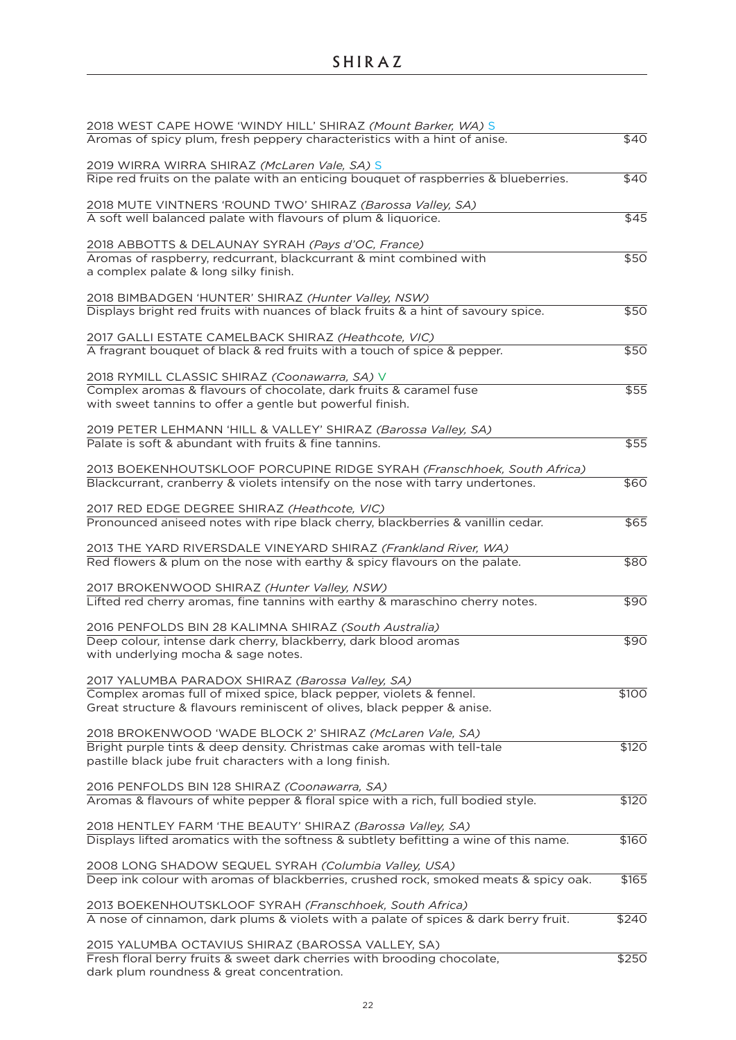# SHIRAZ

2018 WEST CAPE HOWE 'WINDY HILL' SHIRAZ *(Mount Barker, WA)* S
Aromas of spicy plum, fresh peppery characteristics with a hint of anise. $40

2019 WIRRA WIRRA SHIRAZ *(McLaren Vale, SA)* S
Ripe red fruits on the palate with an enticing bouquet of raspberries & blueberries. $40

2018 MUTE VINTNERS 'ROUND TWO' SHIRAZ *(Barossa Valley, SA)*
A soft well balanced palate with flavours of plum & liquorice. $45

2018 ABBOTTS & DELAUNAY SYRAH *(Pays d'OC, France)*
Aromas of raspberry, redcurrant, blackcurrant & mint combined with a complex palate & long silky finish. $50

2018 BIMBADGEN 'HUNTER' SHIRAZ *(Hunter Valley, NSW)*
Displays bright red fruits with nuances of black fruits & a hint of savoury spice. $50

2017 GALLI ESTATE CAMELBACK SHIRAZ *(Heathcote, VIC)*
A fragrant bouquet of black & red fruits with a touch of spice & pepper. $50

2018 RYMILL CLASSIC SHIRAZ *(Coonawarra, SA)* V
Complex aromas & flavours of chocolate, dark fruits & caramel fuse with sweet tannins to offer a gentle but powerful finish. $55

2019 PETER LEHMANN 'HILL & VALLEY' SHIRAZ *(Barossa Valley, SA)*
Palate is soft & abundant with fruits & fine tannins. $55

2013 BOEKENHOUTSKLOOF PORCUPINE RIDGE SYRAH *(Franschhoek, South Africa)*
Blackcurrant, cranberry & violets intensify on the nose with tarry undertones. $60

2017 RED EDGE DEGREE SHIRAZ *(Heathcote, VIC)*
Pronounced aniseed notes with ripe black cherry, blackberries & vanillin cedar. $65

2013 THE YARD RIVERSDALE VINEYARD SHIRAZ *(Frankland River, WA)*
Red flowers & plum on the nose with earthy & spicy flavours on the palate. $80

2017 BROKENWOOD SHIRAZ *(Hunter Valley, NSW)*
Lifted red cherry aromas, fine tannins with earthy & maraschino cherry notes. $90

2016 PENFOLDS BIN 28 KALIMNA SHIRAZ *(South Australia)*
Deep colour, intense dark cherry, blackberry, dark blood aromas with underlying mocha & sage notes. $90

2017 YALUMBA PARADOX SHIRAZ *(Barossa Valley, SA)*
Complex aromas full of mixed spice, black pepper, violets & fennel. Great structure & flavours reminiscent of olives, black pepper & anise. $100

2018 BROKENWOOD 'WADE BLOCK 2' SHIRAZ *(McLaren Vale, SA)*
Bright purple tints & deep density. Christmas cake aromas with tell-tale pastille black jube fruit characters with a long finish. $120

2016 PENFOLDS BIN 128 SHIRAZ *(Coonawarra, SA)*
Aromas & flavours of white pepper & floral spice with a rich, full bodied style. $120

2018 HENTLEY FARM 'THE BEAUTY' SHIRAZ *(Barossa Valley, SA)*
Displays lifted aromatics with the softness & subtlety befitting a wine of this name. $160

2008 LONG SHADOW SEQUEL SYRAH *(Columbia Valley, USA)*
Deep ink colour with aromas of blackberries, crushed rock, smoked meats & spicy oak. $165

2013 BOEKENHOUTSKLOOF SYRAH *(Franschhoek, South Africa)*
A nose of cinnamon, dark plums & violets with a palate of spices & dark berry fruit. $240

2015 YALUMBA OCTAVIUS SHIRAZ (BAROSSA VALLEY, SA)
Fresh floral berry fruits & sweet dark cherries with brooding chocolate, dark plum roundness & great concentration. $250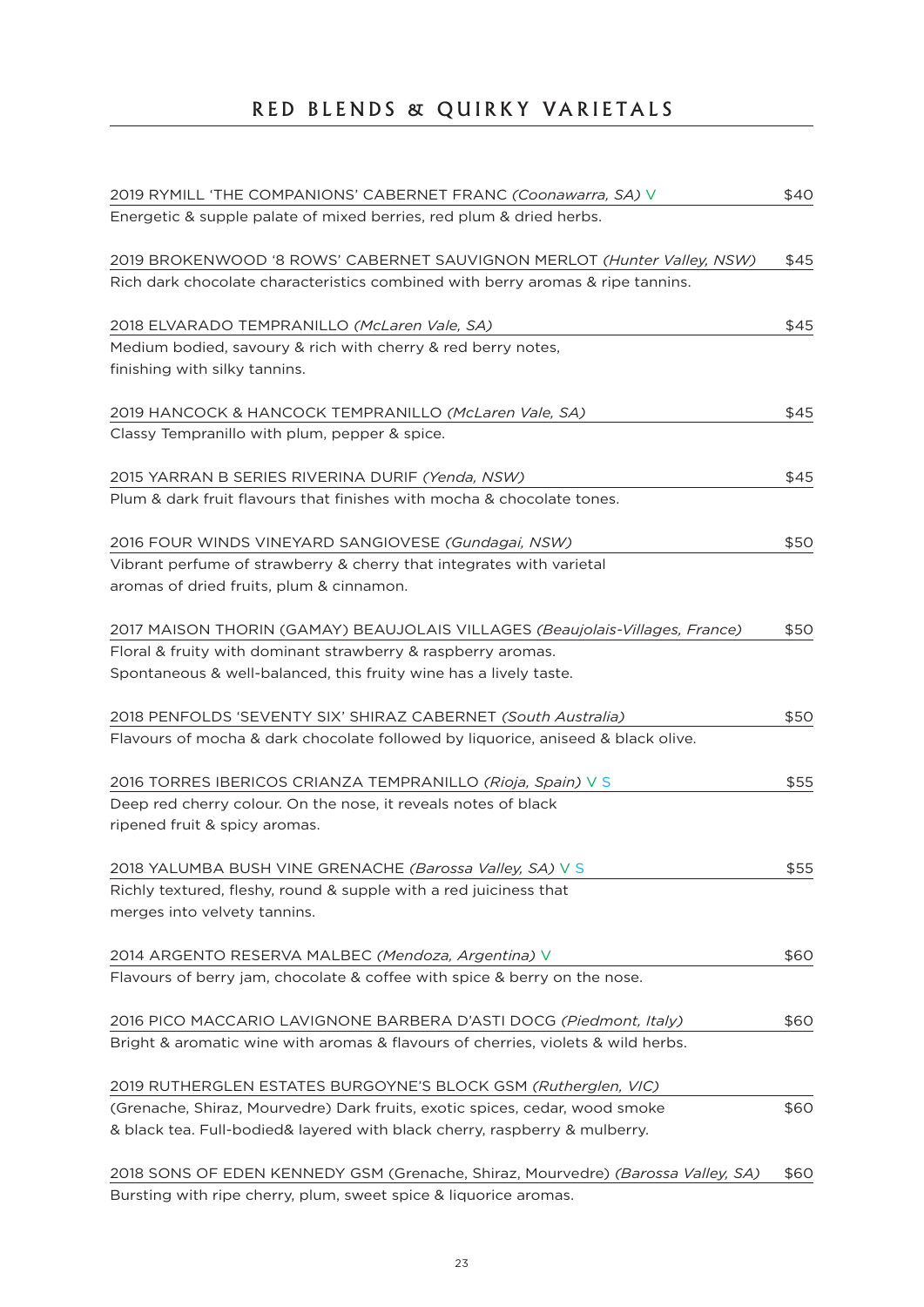# RED BLENDS & QUIRKY VARIETALS

2019 RYMILL 'THE COMPANIONS' CABERNET FRANC *(Coonawarra, SA)* V — $40
Energetic & supple palate of mixed berries, red plum & dried herbs.

2019 BROKENWOOD '8 ROWS' CABERNET SAUVIGNON MERLOT *(Hunter Valley, NSW)* — $45
Rich dark chocolate characteristics combined with berry aromas & ripe tannins.

2018 ELVARADO TEMPRANILLO *(McLaren Vale, SA)* — $45
Medium bodied, savoury & rich with cherry & red berry notes,
finishing with silky tannins.

2019 HANCOCK & HANCOCK TEMPRANILLO *(McLaren Vale, SA)* — $45
Classy Tempranillo with plum, pepper & spice.

2015 YARRAN B SERIES RIVERINA DURIF *(Yenda, NSW)* — $45
Plum & dark fruit flavours that finishes with mocha & chocolate tones.

2016 FOUR WINDS VINEYARD SANGIOVESE *(Gundagai, NSW)* — $50
Vibrant perfume of strawberry & cherry that integrates with varietal
aromas of dried fruits, plum & cinnamon.

2017 MAISON THORIN (GAMAY) BEAUJOLAIS VILLAGES *(Beaujolais-Villages, France)* — $50
Floral & fruity with dominant strawberry & raspberry aromas.
Spontaneous & well-balanced, this fruity wine has a lively taste.

2018 PENFOLDS 'SEVENTY SIX' SHIRAZ CABERNET *(South Australia)* — $50
Flavours of mocha & dark chocolate followed by liquorice, aniseed & black olive.

2016 TORRES IBERICOS CRIANZA TEMPRANILLO *(Rioja, Spain)* V S — $55
Deep red cherry colour. On the nose, it reveals notes of black
ripened fruit & spicy aromas.

2018 YALUMBA BUSH VINE GRENACHE *(Barossa Valley, SA)* V S — $55
Richly textured, fleshy, round & supple with a red juiciness that
merges into velvety tannins.

2014 ARGENTO RESERVA MALBEC *(Mendoza, Argentina)* V — $60
Flavours of berry jam, chocolate & coffee with spice & berry on the nose.

2016 PICO MACCARIO LAVIGNONE BARBERA D'ASTI DOCG *(Piedmont, Italy)* — $60
Bright & aromatic wine with aromas & flavours of cherries, violets & wild herbs.

2019 RUTHERGLEN ESTATES BURGOYNE'S BLOCK GSM *(Rutherglen, VIC)* — $60
(Grenache, Shiraz, Mourvedre) Dark fruits, exotic spices, cedar, wood smoke
& black tea. Full-bodied& layered with black cherry, raspberry & mulberry.

2018 SONS OF EDEN KENNEDY GSM (Grenache, Shiraz, Mourvedre) *(Barossa Valley, SA)* — $60
Bursting with ripe cherry, plum, sweet spice & liquorice aromas.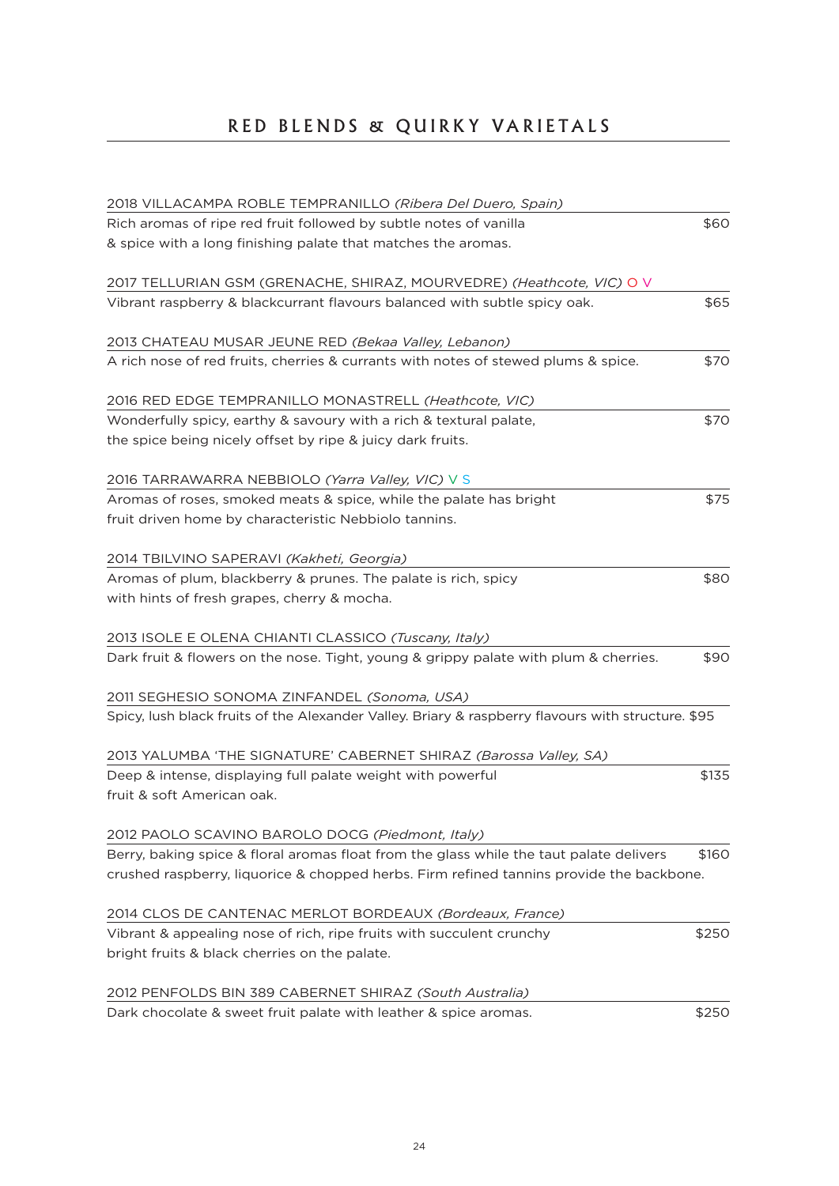# RED BLENDS & QUIRKY VARIETALS

2018 VILLACAMPA ROBLE TEMPRANILLO *(Ribera Del Duero, Spain)*

Rich aromas of ripe red fruit followed by subtle notes of vanilla & spice with a long finishing palate that matches the aromas. $60

2017 TELLURIAN GSM (GRENACHE, SHIRAZ, MOURVEDRE) *(Heathcote, VIC)* O V

Vibrant raspberry & blackcurrant flavours balanced with subtle spicy oak. $65

2013 CHATEAU MUSAR JEUNE RED *(Bekaa Valley, Lebanon)*

A rich nose of red fruits, cherries & currants with notes of stewed plums & spice. $70

2016 RED EDGE TEMPRANILLO MONASTRELL *(Heathcote, VIC)*

Wonderfully spicy, earthy & savoury with a rich & textural palate, the spice being nicely offset by ripe & juicy dark fruits. $70

2016 TARRAWARRA NEBBIOLO *(Yarra Valley, VIC)* V S

Aromas of roses, smoked meats & spice, while the palate has bright fruit driven home by characteristic Nebbiolo tannins. $75

2014 TBILVINO SAPERAVI *(Kakheti, Georgia)*

Aromas of plum, blackberry & prunes. The palate is rich, spicy with hints of fresh grapes, cherry & mocha. $80

2013 ISOLE E OLENA CHIANTI CLASSICO *(Tuscany, Italy)*

Dark fruit & flowers on the nose. Tight, young & grippy palate with plum & cherries. $90

2011 SEGHESIO SONOMA ZINFANDEL *(Sonoma, USA)*

Spicy, lush black fruits of the Alexander Valley. Briary & raspberry flavours with structure. $95

2013 YALUMBA 'THE SIGNATURE' CABERNET SHIRAZ *(Barossa Valley, SA)*

Deep & intense, displaying full palate weight with powerful fruit & soft American oak. $135

2012 PAOLO SCAVINO BAROLO DOCG *(Piedmont, Italy)*

Berry, baking spice & floral aromas float from the glass while the taut palate delivers crushed raspberry, liquorice & chopped herbs. Firm refined tannins provide the backbone. $160

2014 CLOS DE CANTENAC MERLOT BORDEAUX *(Bordeaux, France)*

Vibrant & appealing nose of rich, ripe fruits with succulent crunchy bright fruits & black cherries on the palate. $250

2012 PENFOLDS BIN 389 CABERNET SHIRAZ *(South Australia)*

Dark chocolate & sweet fruit palate with leather & spice aromas. $250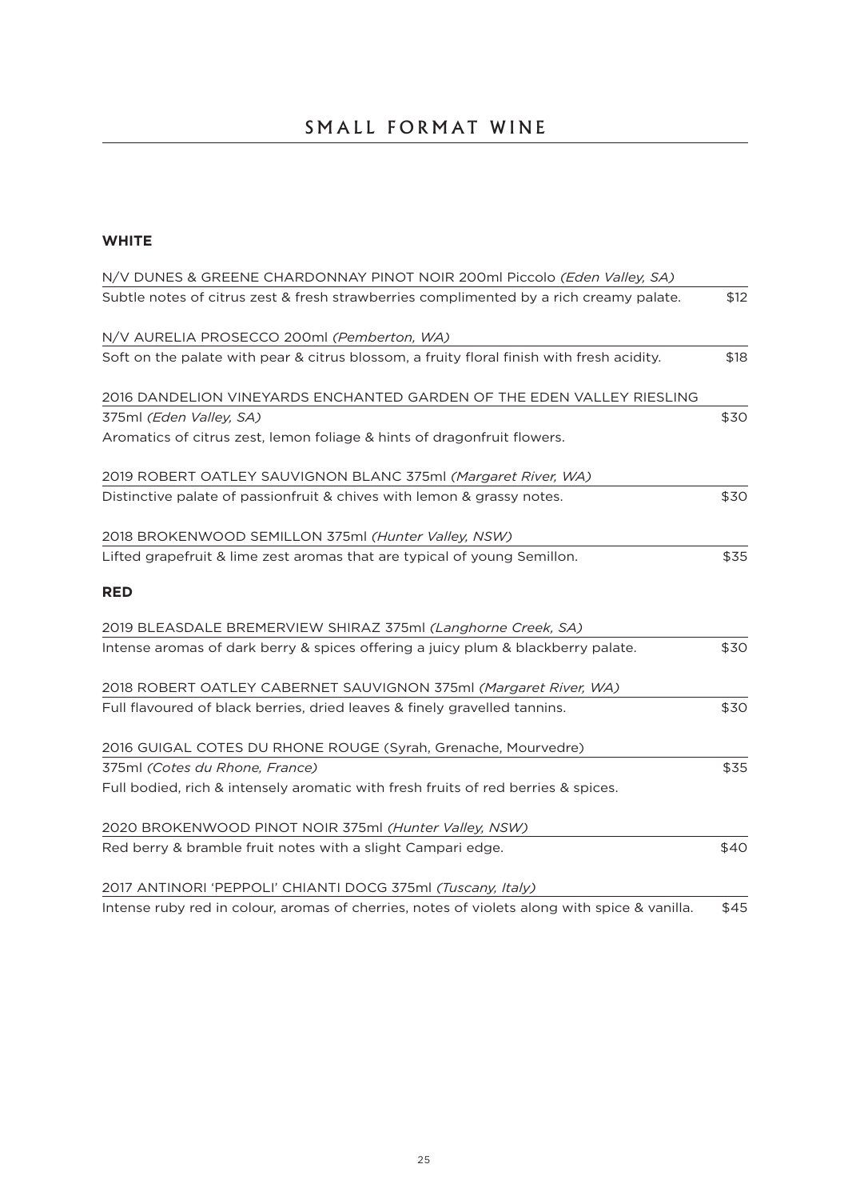# SMALL FORMAT WINE

**WHITE**

N/V DUNES & GREENE CHARDONNAY PINOT NOIR 200ml Piccolo *(Eden Valley, SA)*
Subtle notes of citrus zest & fresh strawberries complimented by a rich creamy palate. $12

N/V AURELIA PROSECCO 200ml *(Pemberton, WA)*
Soft on the palate with pear & citrus blossom, a fruity floral finish with fresh acidity. $18

2016 DANDELION VINEYARDS ENCHANTED GARDEN OF THE EDEN VALLEY RIESLING
375ml *(Eden Valley, SA)* $30
Aromatics of citrus zest, lemon foliage & hints of dragonfruit flowers.

2019 ROBERT OATLEY SAUVIGNON BLANC 375ml *(Margaret River, WA)*
Distinctive palate of passionfruit & chives with lemon & grassy notes. $30

2018 BROKENWOOD SEMILLON 375ml *(Hunter Valley, NSW)*
Lifted grapefruit & lime zest aromas that are typical of young Semillon. $35

**RED**

2019 BLEASDALE BREMERVIEW SHIRAZ 375ml *(Langhorne Creek, SA)*
Intense aromas of dark berry & spices offering a juicy plum & blackberry palate. $30

2018 ROBERT OATLEY CABERNET SAUVIGNON 375ml *(Margaret River, WA)*
Full flavoured of black berries, dried leaves & finely gravelled tannins. $30

2016 GUIGAL COTES DU RHONE ROUGE (Syrah, Grenache, Mourvedre)
375ml *(Cotes du Rhone, France)* $35
Full bodied, rich & intensely aromatic with fresh fruits of red berries & spices.

2020 BROKENWOOD PINOT NOIR 375ml *(Hunter Valley, NSW)*
Red berry & bramble fruit notes with a slight Campari edge. $40

2017 ANTINORI 'PEPPOLI' CHIANTI DOCG 375ml *(Tuscany, Italy)*
Intense ruby red in colour, aromas of cherries, notes of violets along with spice & vanilla. $45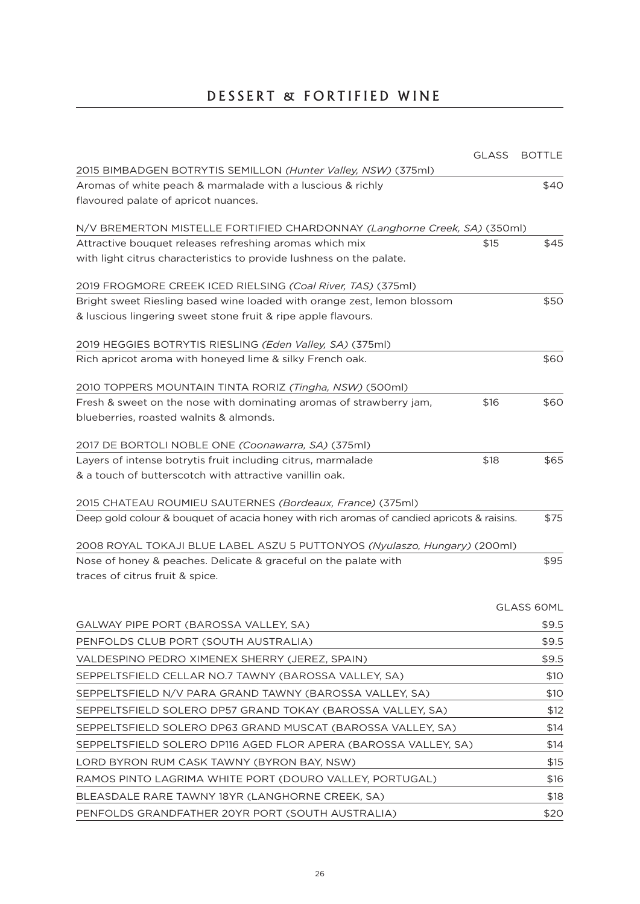## DESSERT & FORTIFIED WINE

| | GLASS | BOTTLE |
|---|---|---|
| 2015 BIMBADGEN BOTRYTIS SEMILLON *(Hunter Valley, NSW)* (375ml) | | |
| Aromas of white peach & marmalade with a luscious & richly flavoured palate of apricot nuances. | | $40 |
| N/V BREMERTON MISTELLE FORTIFIED CHARDONNAY *(Langhorne Creek, SA)* (350ml) | | |
| Attractive bouquet releases refreshing aromas which mix with light citrus characteristics to provide lushness on the palate. | $15 | $45 |
| 2019 FROGMORE CREEK ICED RIELSING *(Coal River, TAS)* (375ml) | | |
| Bright sweet Riesling based wine loaded with orange zest, lemon blossom & luscious lingering sweet stone fruit & ripe apple flavours. | | $50 |
| 2019 HEGGIES BOTRYTIS RIESLING *(Eden Valley, SA)* (375ml) | | |
| Rich apricot aroma with honeyed lime & silky French oak. | | $60 |
| 2010 TOPPERS MOUNTAIN TINTA RORIZ *(Tingha, NSW)* (500ml) | | |
| Fresh & sweet on the nose with dominating aromas of strawberry jam, blueberries, roasted walnits & almonds. | $16 | $60 |
| 2017 DE BORTOLI NOBLE ONE *(Coonawarra, SA)* (375ml) | | |
| Layers of intense botrytis fruit including citrus, marmalade & a touch of butterscotch with attractive vanillin oak. | $18 | $65 |
| 2015 CHATEAU ROUMIEU SAUTERNES *(Bordeaux, France)* (375ml) | | |
| Deep gold colour & bouquet of acacia honey with rich aromas of candied apricots & raisins. | | $75 |
| 2008 ROYAL TOKAJI BLUE LABEL ASZU 5 PUTTONYOS *(Nyulaszo, Hungary)* (200ml) | | |
| Nose of honey & peaches. Delicate & graceful on the palate with traces of citrus fruit & spice. | | $95 |

| | GLASS 60ML |
|---|---|
| GALWAY PIPE PORT (BAROSSA VALLEY, SA) | $9.5 |
| PENFOLDS CLUB PORT (SOUTH AUSTRALIA) | $9.5 |
| VALDESPINO PEDRO XIMENEX SHERRY (JEREZ, SPAIN) | $9.5 |
| SEPPELTSFIELD CELLAR NO.7 TAWNY (BAROSSA VALLEY, SA) | $10 |
| SEPPELTSFIELD N/V PARA GRAND TAWNY (BAROSSA VALLEY, SA) | $10 |
| SEPPELTSFIELD SOLERO DP57 GRAND TOKAY (BAROSSA VALLEY, SA) | $12 |
| SEPPELTSFIELD SOLERO DP63 GRAND MUSCAT (BAROSSA VALLEY, SA) | $14 |
| SEPPELTSFIELD SOLERO DP116 AGED FLOR APERA (BAROSSA VALLEY, SA) | $14 |
| LORD BYRON RUM CASK TAWNY (BYRON BAY, NSW) | $15 |
| RAMOS PINTO LAGRIMA WHITE PORT (DOURO VALLEY, PORTUGAL) | $16 |
| BLEASDALE RARE TAWNY 18YR (LANGHORNE CREEK, SA) | $18 |
| PENFOLDS GRANDFATHER 20YR PORT (SOUTH AUSTRALIA) | $20 |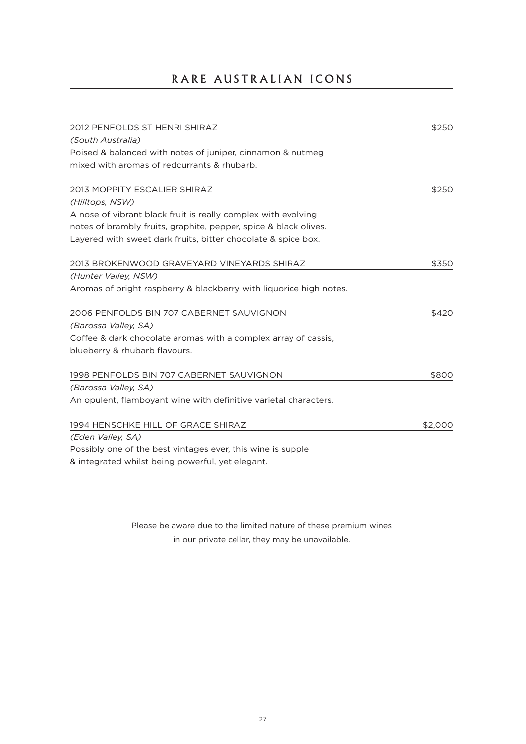# RARE AUSTRALIAN ICONS

**2012 PENFOLDS ST HENRI SHIRAZ** — $250

*(South Australia)*

Poised & balanced with notes of juniper, cinnamon & nutmeg
mixed with aromas of redcurrants & rhubarb.

**2013 MOPPITY ESCALIER SHIRAZ** — $250

*(Hilltops, NSW)*

A nose of vibrant black fruit is really complex with evolving
notes of brambly fruits, graphite, pepper, spice & black olives.
Layered with sweet dark fruits, bitter chocolate & spice box.

**2013 BROKENWOOD GRAVEYARD VINEYARDS SHIRAZ** — $350

*(Hunter Valley, NSW)*

Aromas of bright raspberry & blackberry with liquorice high notes.

**2006 PENFOLDS BIN 707 CABERNET SAUVIGNON** — $420

*(Barossa Valley, SA)*

Coffee & dark chocolate aromas with a complex array of cassis,
blueberry & rhubarb flavours.

**1998 PENFOLDS BIN 707 CABERNET SAUVIGNON** — $800

*(Barossa Valley, SA)*

An opulent, flamboyant wine with definitive varietal characters.

**1994 HENSCHKE HILL OF GRACE SHIRAZ** — $2,000

*(Eden Valley, SA)*

Possibly one of the best vintages ever, this wine is supple
& integrated whilst being powerful, yet elegant.

---

Please be aware due to the limited nature of these premium wines
in our private cellar, they may be unavailable.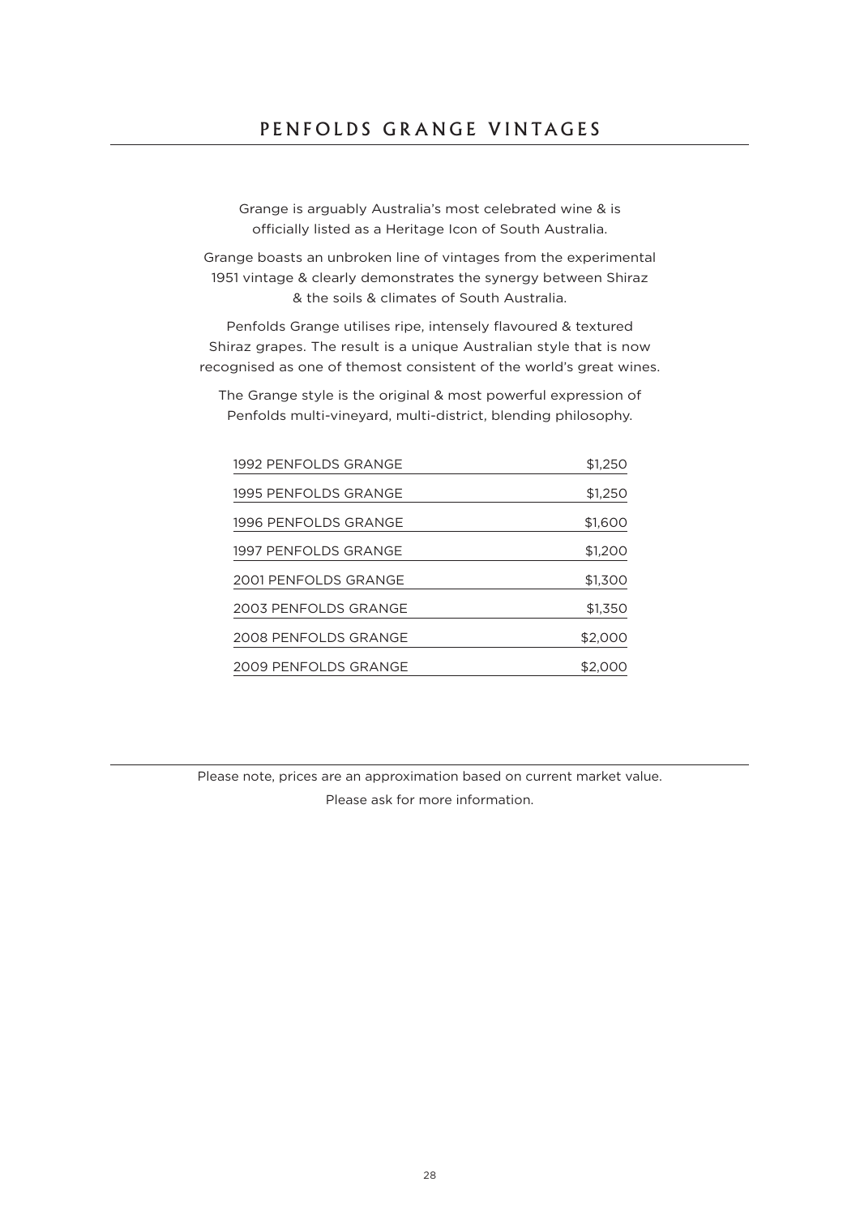# PENFOLDS GRANGE VINTAGES

Grange is arguably Australia's most celebrated wine & is officially listed as a Heritage Icon of South Australia.

Grange boasts an unbroken line of vintages from the experimental 1951 vintage & clearly demonstrates the synergy between Shiraz & the soils & climates of South Australia.

Penfolds Grange utilises ripe, intensely flavoured & textured Shiraz grapes. The result is a unique Australian style that is now recognised as one of themost consistent of the world's great wines.

The Grange style is the original & most powerful expression of Penfolds multi-vineyard, multi-district, blending philosophy.

| | |
|---|---|
| 1992 PENFOLDS GRANGE | $1,250 |
| 1995 PENFOLDS GRANGE | $1,250 |
| 1996 PENFOLDS GRANGE | $1,600 |
| 1997 PENFOLDS GRANGE | $1,200 |
| 2001 PENFOLDS GRANGE | $1,300 |
| 2003 PENFOLDS GRANGE | $1,350 |
| 2008 PENFOLDS GRANGE | $2,000 |
| 2009 PENFOLDS GRANGE | $2,000 |

Please note, prices are an approximation based on current market value.

Please ask for more information.